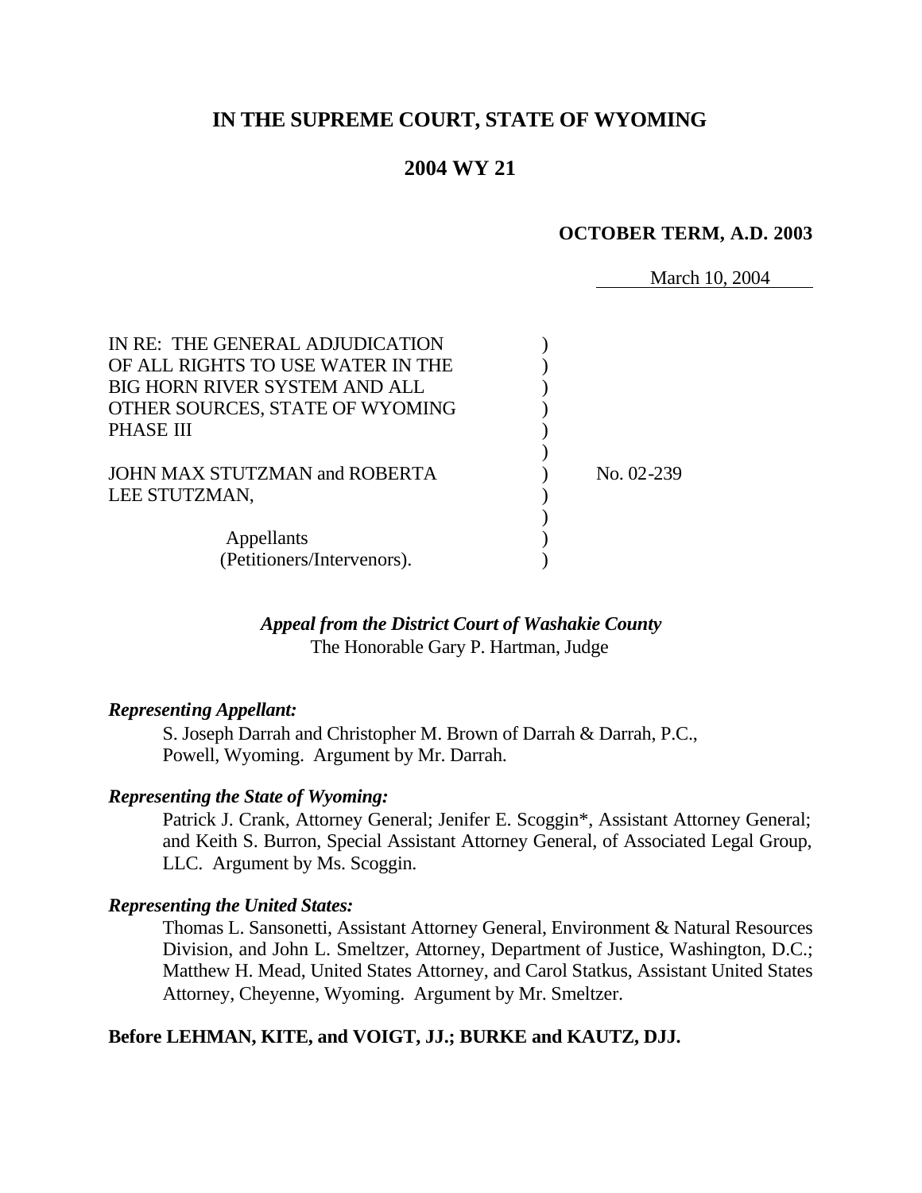# IN THE SUPREME COURT, STATE OF WYOMING

## 2004 WY 21

**OCTOBER TERM, A.D. 2003**

March 10, 2004

IN RE: THE GENERAL ADJUDICATION OF ALL RIGHTS TO USE WATER IN THE BIG HORN RIVER SYSTEM AND ALL OTHER SOURCES, STATE OF WYOMING PHASE III

JOHN MAX STUTZMAN and ROBERTA LEE STUTZMAN,

Appellants (Petitioners/Intervenors).

No. 02-239

***Appeal from the District Court of Washakie County***
The Honorable Gary P. Hartman, Judge

***Representing Appellant:***

S. Joseph Darrah and Christopher M. Brown of Darrah & Darrah, P.C., Powell, Wyoming. Argument by Mr. Darrah.

***Representing the State of Wyoming:***

Patrick J. Crank, Attorney General; Jenifer E. Scoggin*, Assistant Attorney General; and Keith S. Burron, Special Assistant Attorney General, of Associated Legal Group, LLC. Argument by Ms. Scoggin.

***Representing the United States:***

Thomas L. Sansonetti, Assistant Attorney General, Environment & Natural Resources Division, and John L. Smeltzer, Attorney, Department of Justice, Washington, D.C.; Matthew H. Mead, United States Attorney, and Carol Statkus, Assistant United States Attorney, Cheyenne, Wyoming. Argument by Mr. Smeltzer.

**Before LEHMAN, KITE, and VOIGT, JJ.; BURKE and KAUTZ, DJJ.**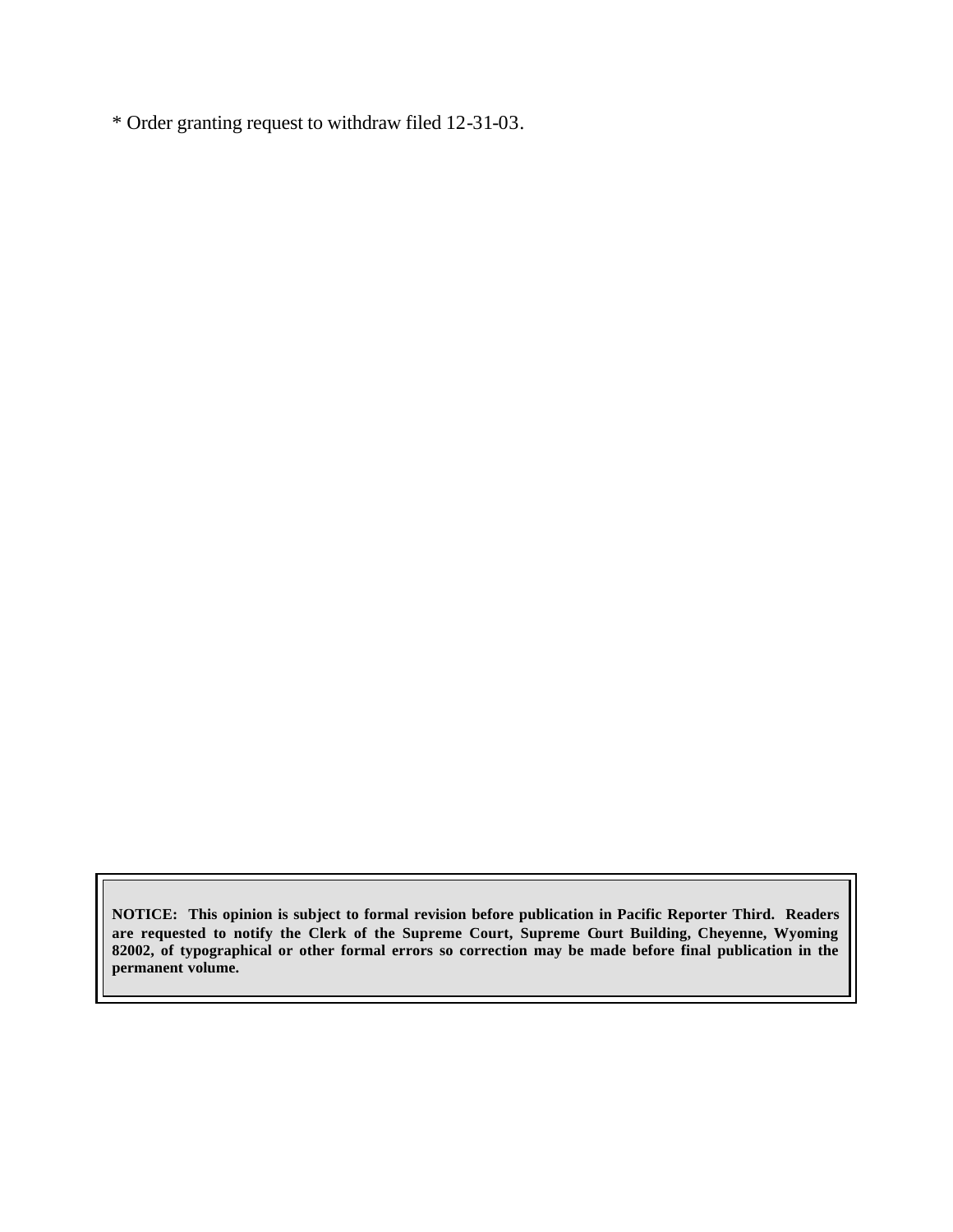* Order granting request to withdraw filed 12-31-03.

**NOTICE: This opinion is subject to formal revision before publication in Pacific Reporter Third. Readers are requested to notify the Clerk of the Supreme Court, Supreme Court Building, Cheyenne, Wyoming 82002, of typographical or other formal errors so correction may be made before final publication in the permanent volume.**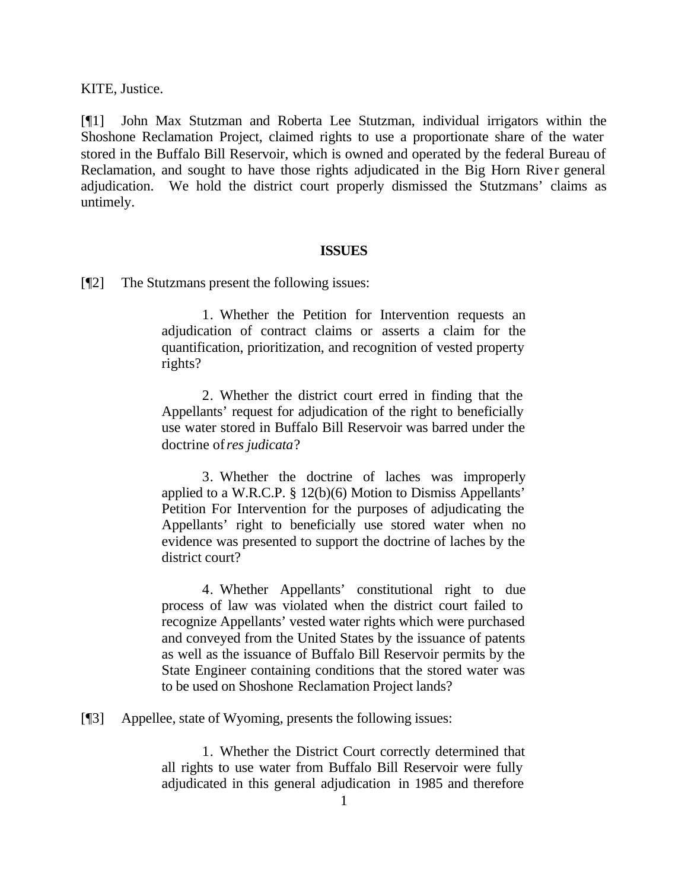KITE, Justice.

[¶1] John Max Stutzman and Roberta Lee Stutzman, individual irrigators within the Shoshone Reclamation Project, claimed rights to use a proportionate share of the water stored in the Buffalo Bill Reservoir, which is owned and operated by the federal Bureau of Reclamation, and sought to have those rights adjudicated in the Big Horn River general adjudication. We hold the district court properly dismissed the Stutzmans' claims as untimely.

## ISSUES

[¶2] The Stutzmans present the following issues:

> 1. Whether the Petition for Intervention requests an adjudication of contract claims or asserts a claim for the quantification, prioritization, and recognition of vested property rights?
>
> 2. Whether the district court erred in finding that the Appellants' request for adjudication of the right to beneficially use water stored in Buffalo Bill Reservoir was barred under the doctrine of *res judicata*?
>
> 3. Whether the doctrine of laches was improperly applied to a W.R.C.P. § 12(b)(6) Motion to Dismiss Appellants' Petition For Intervention for the purposes of adjudicating the Appellants' right to beneficially use stored water when no evidence was presented to support the doctrine of laches by the district court?
>
> 4. Whether Appellants' constitutional right to due process of law was violated when the district court failed to recognize Appellants' vested water rights which were purchased and conveyed from the United States by the issuance of patents as well as the issuance of Buffalo Bill Reservoir permits by the State Engineer containing conditions that the stored water was to be used on Shoshone Reclamation Project lands?

[¶3] Appellee, state of Wyoming, presents the following issues:

> 1. Whether the District Court correctly determined that all rights to use water from Buffalo Bill Reservoir were fully adjudicated in this general adjudication in 1985 and therefore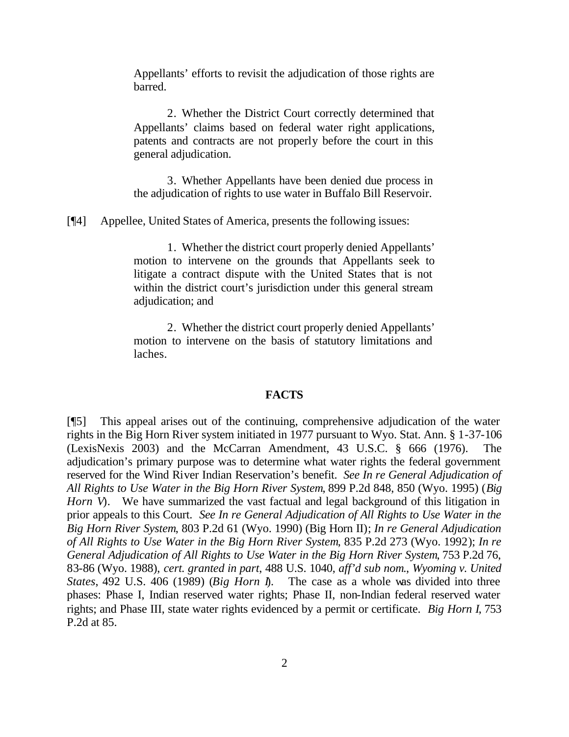Appellants' efforts to revisit the adjudication of those rights are barred.

> 2. Whether the District Court correctly determined that Appellants' claims based on federal water right applications, patents and contracts are not properly before the court in this general adjudication.
>
> 3. Whether Appellants have been denied due process in the adjudication of rights to use water in Buffalo Bill Reservoir.

[¶4] Appellee, United States of America, presents the following issues:

> 1. Whether the district court properly denied Appellants' motion to intervene on the grounds that Appellants seek to litigate a contract dispute with the United States that is not within the district court's jurisdiction under this general stream adjudication; and
>
> 2. Whether the district court properly denied Appellants' motion to intervene on the basis of statutory limitations and laches.

## FACTS

[¶5] This appeal arises out of the continuing, comprehensive adjudication of the water rights in the Big Horn River system initiated in 1977 pursuant to Wyo. Stat. Ann. § 1-37-106 (LexisNexis 2003) and the McCarran Amendment, 43 U.S.C. § 666 (1976). The adjudication's primary purpose was to determine what water rights the federal government reserved for the Wind River Indian Reservation's benefit. *See In re General Adjudication of All Rights to Use Water in the Big Horn River System*, 899 P.2d 848, 850 (Wyo. 1995) (*Big Horn V*). We have summarized the vast factual and legal background of this litigation in prior appeals to this Court. *See In re General Adjudication of All Rights to Use Water in the Big Horn River System*, 803 P.2d 61 (Wyo. 1990) (Big Horn II); *In re General Adjudication of All Rights to Use Water in the Big Horn River System*, 835 P.2d 273 (Wyo. 1992); *In re General Adjudication of All Rights to Use Water in the Big Horn River System*, 753 P.2d 76, 83-86 (Wyo. 1988), *cert. granted in part*, 488 U.S. 1040, *aff'd sub nom.*, *Wyoming v. United States*, 492 U.S. 406 (1989) (*Big Horn I*). The case as a whole was divided into three phases: Phase I, Indian reserved water rights; Phase II, non-Indian federal reserved water rights; and Phase III, state water rights evidenced by a permit or certificate. *Big Horn I*, 753 P.2d at 85.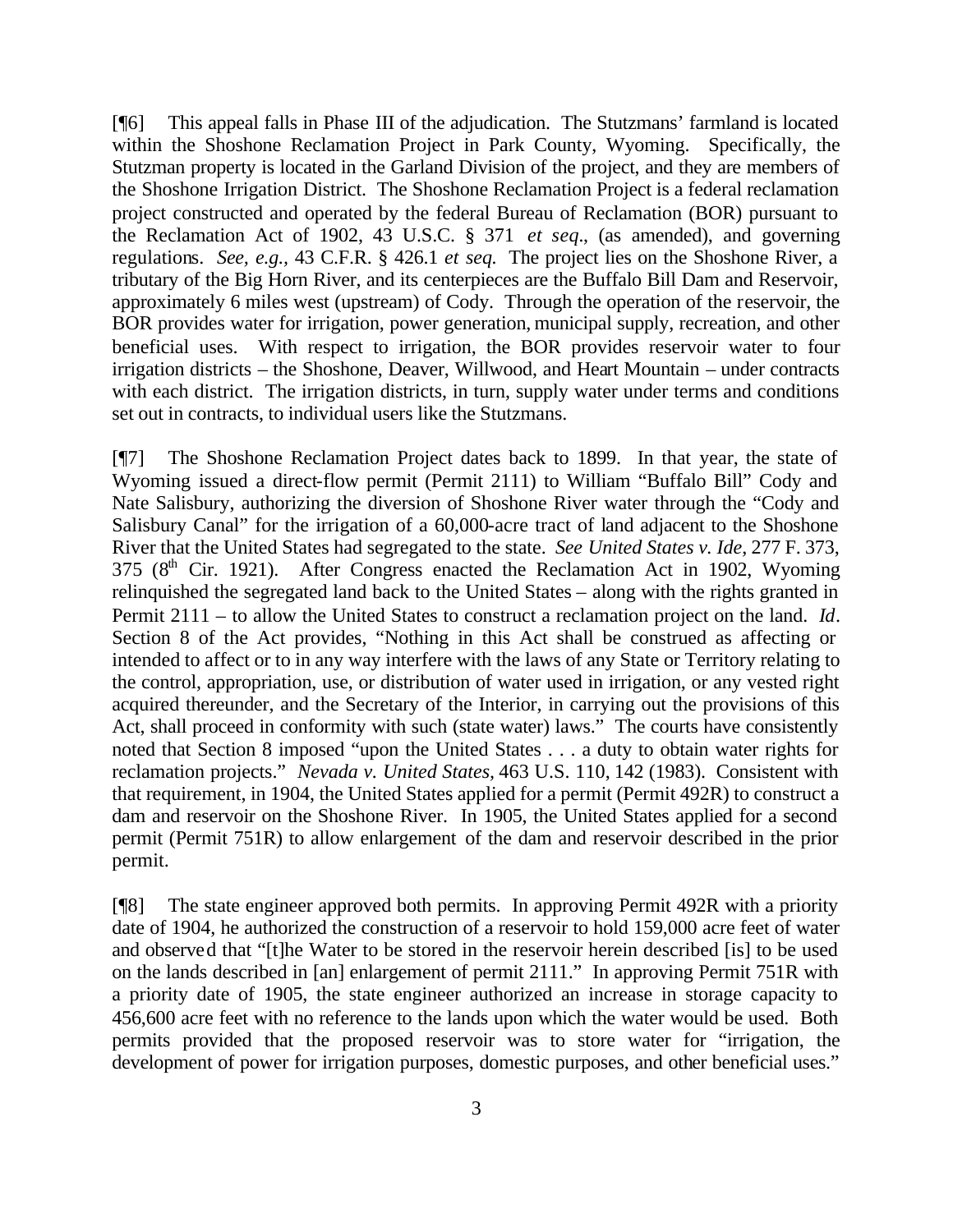[¶6] This appeal falls in Phase III of the adjudication. The Stutzmans' farmland is located within the Shoshone Reclamation Project in Park County, Wyoming. Specifically, the Stutzman property is located in the Garland Division of the project, and they are members of the Shoshone Irrigation District. The Shoshone Reclamation Project is a federal reclamation project constructed and operated by the federal Bureau of Reclamation (BOR) pursuant to the Reclamation Act of 1902, 43 U.S.C. § 371 *et seq*., (as amended), and governing regulations. *See, e.g.,* 43 C.F.R. § 426.1 *et seq.* The project lies on the Shoshone River, a tributary of the Big Horn River, and its centerpieces are the Buffalo Bill Dam and Reservoir, approximately 6 miles west (upstream) of Cody. Through the operation of the reservoir, the BOR provides water for irrigation, power generation, municipal supply, recreation, and other beneficial uses. With respect to irrigation, the BOR provides reservoir water to four irrigation districts – the Shoshone, Deaver, Willwood, and Heart Mountain – under contracts with each district. The irrigation districts, in turn, supply water under terms and conditions set out in contracts, to individual users like the Stutzmans.

[¶7] The Shoshone Reclamation Project dates back to 1899. In that year, the state of Wyoming issued a direct-flow permit (Permit 2111) to William "Buffalo Bill" Cody and Nate Salisbury, authorizing the diversion of Shoshone River water through the "Cody and Salisbury Canal" for the irrigation of a 60,000-acre tract of land adjacent to the Shoshone River that the United States had segregated to the state. *See United States v. Ide*, 277 F. 373, 375 (8th Cir. 1921). After Congress enacted the Reclamation Act in 1902, Wyoming relinquished the segregated land back to the United States – along with the rights granted in Permit 2111 – to allow the United States to construct a reclamation project on the land. *Id*. Section 8 of the Act provides, "Nothing in this Act shall be construed as affecting or intended to affect or to in any way interfere with the laws of any State or Territory relating to the control, appropriation, use, or distribution of water used in irrigation, or any vested right acquired thereunder, and the Secretary of the Interior, in carrying out the provisions of this Act, shall proceed in conformity with such (state water) laws." The courts have consistently noted that Section 8 imposed "upon the United States . . . a duty to obtain water rights for reclamation projects." *Nevada v. United States*, 463 U.S. 110, 142 (1983). Consistent with that requirement, in 1904, the United States applied for a permit (Permit 492R) to construct a dam and reservoir on the Shoshone River. In 1905, the United States applied for a second permit (Permit 751R) to allow enlargement of the dam and reservoir described in the prior permit.

[¶8] The state engineer approved both permits. In approving Permit 492R with a priority date of 1904, he authorized the construction of a reservoir to hold 159,000 acre feet of water and observed that "[t]he Water to be stored in the reservoir herein described [is] to be used on the lands described in [an] enlargement of permit 2111." In approving Permit 751R with a priority date of 1905, the state engineer authorized an increase in storage capacity to 456,600 acre feet with no reference to the lands upon which the water would be used. Both permits provided that the proposed reservoir was to store water for "irrigation, the development of power for irrigation purposes, domestic purposes, and other beneficial uses."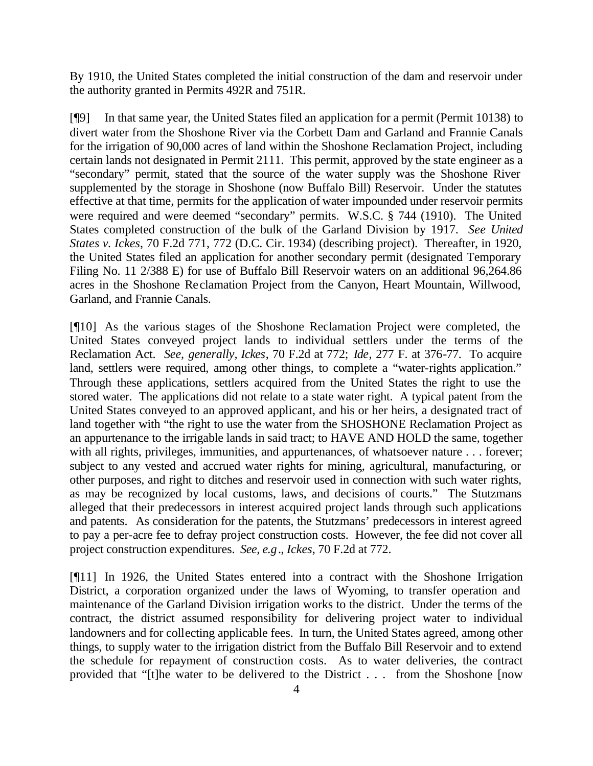By 1910, the United States completed the initial construction of the dam and reservoir under the authority granted in Permits 492R and 751R.

[¶9] In that same year, the United States filed an application for a permit (Permit 10138) to divert water from the Shoshone River via the Corbett Dam and Garland and Frannie Canals for the irrigation of 90,000 acres of land within the Shoshone Reclamation Project, including certain lands not designated in Permit 2111. This permit, approved by the state engineer as a "secondary" permit, stated that the source of the water supply was the Shoshone River supplemented by the storage in Shoshone (now Buffalo Bill) Reservoir. Under the statutes effective at that time, permits for the application of water impounded under reservoir permits were required and were deemed "secondary" permits. W.S.C. § 744 (1910). The United States completed construction of the bulk of the Garland Division by 1917. *See United States v. Ickes*, 70 F.2d 771, 772 (D.C. Cir. 1934) (describing project). Thereafter, in 1920, the United States filed an application for another secondary permit (designated Temporary Filing No. 11 2/388 E) for use of Buffalo Bill Reservoir waters on an additional 96,264.86 acres in the Shoshone Reclamation Project from the Canyon, Heart Mountain, Willwood, Garland, and Frannie Canals.

[¶10] As the various stages of the Shoshone Reclamation Project were completed, the United States conveyed project lands to individual settlers under the terms of the Reclamation Act. *See, generally, Ickes*, 70 F.2d at 772; *Ide*, 277 F. at 376-77. To acquire land, settlers were required, among other things, to complete a "water-rights application." Through these applications, settlers acquired from the United States the right to use the stored water. The applications did not relate to a state water right. A typical patent from the United States conveyed to an approved applicant, and his or her heirs, a designated tract of land together with "the right to use the water from the SHOSHONE Reclamation Project as an appurtenance to the irrigable lands in said tract; to HAVE AND HOLD the same, together with all rights, privileges, immunities, and appurtenances, of whatsoever nature . . . forever; subject to any vested and accrued water rights for mining, agricultural, manufacturing, or other purposes, and right to ditches and reservoir used in connection with such water rights, as may be recognized by local customs, laws, and decisions of courts." The Stutzmans alleged that their predecessors in interest acquired project lands through such applications and patents. As consideration for the patents, the Stutzmans' predecessors in interest agreed to pay a per-acre fee to defray project construction costs. However, the fee did not cover all project construction expenditures. *See, e.g.*, *Ickes*, 70 F.2d at 772.

[¶11] In 1926, the United States entered into a contract with the Shoshone Irrigation District, a corporation organized under the laws of Wyoming, to transfer operation and maintenance of the Garland Division irrigation works to the district. Under the terms of the contract, the district assumed responsibility for delivering project water to individual landowners and for collecting applicable fees. In turn, the United States agreed, among other things, to supply water to the irrigation district from the Buffalo Bill Reservoir and to extend the schedule for repayment of construction costs. As to water deliveries, the contract provided that "[t]he water to be delivered to the District . . . from the Shoshone [now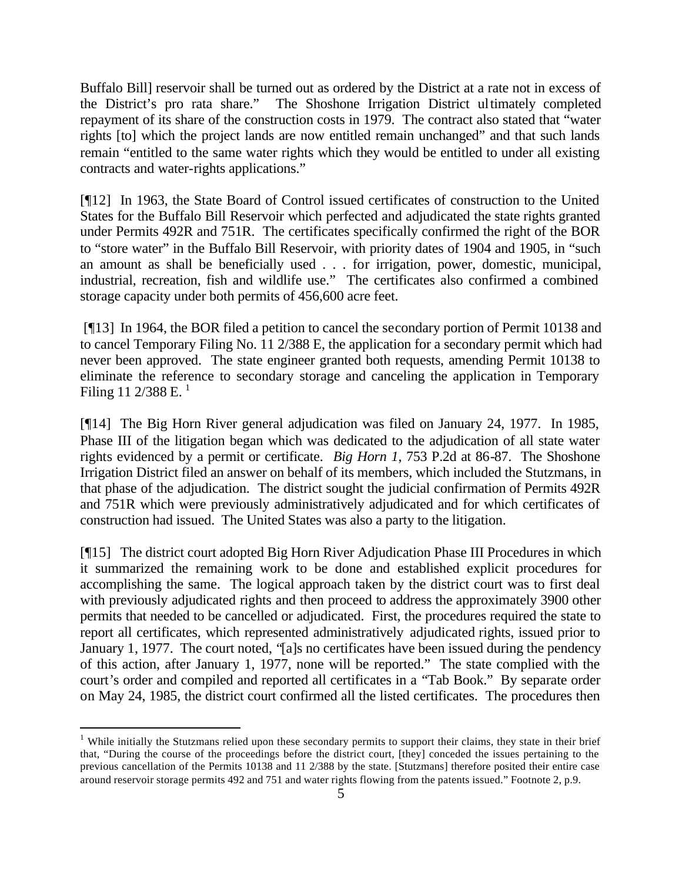Buffalo Bill] reservoir shall be turned out as ordered by the District at a rate not in excess of the District's pro rata share." The Shoshone Irrigation District ultimately completed repayment of its share of the construction costs in 1979. The contract also stated that "water rights [to] which the project lands are now entitled remain unchanged" and that such lands remain "entitled to the same water rights which they would be entitled to under all existing contracts and water-rights applications."

[¶12] In 1963, the State Board of Control issued certificates of construction to the United States for the Buffalo Bill Reservoir which perfected and adjudicated the state rights granted under Permits 492R and 751R. The certificates specifically confirmed the right of the BOR to "store water" in the Buffalo Bill Reservoir, with priority dates of 1904 and 1905, in "such an amount as shall be beneficially used . . . for irrigation, power, domestic, municipal, industrial, recreation, fish and wildlife use." The certificates also confirmed a combined storage capacity under both permits of 456,600 acre feet.

[¶13] In 1964, the BOR filed a petition to cancel the secondary portion of Permit 10138 and to cancel Temporary Filing No. 11 2/388 E, the application for a secondary permit which had never been approved. The state engineer granted both requests, amending Permit 10138 to eliminate the reference to secondary storage and canceling the application in Temporary Filing 11 2/388 E. [1]

[¶14] The Big Horn River general adjudication was filed on January 24, 1977. In 1985, Phase III of the litigation began which was dedicated to the adjudication of all state water rights evidenced by a permit or certificate. *Big Horn 1*, 753 P.2d at 86-87. The Shoshone Irrigation District filed an answer on behalf of its members, which included the Stutzmans, in that phase of the adjudication. The district sought the judicial confirmation of Permits 492R and 751R which were previously administratively adjudicated and for which certificates of construction had issued. The United States was also a party to the litigation.

[¶15] The district court adopted Big Horn River Adjudication Phase III Procedures in which it summarized the remaining work to be done and established explicit procedures for accomplishing the same. The logical approach taken by the district court was to first deal with previously adjudicated rights and then proceed to address the approximately 3900 other permits that needed to be cancelled or adjudicated. First, the procedures required the state to report all certificates, which represented administratively adjudicated rights, issued prior to January 1, 1977. The court noted, "[a]s no certificates have been issued during the pendency of this action, after January 1, 1977, none will be reported." The state complied with the court's order and compiled and reported all certificates in a "Tab Book." By separate order on May 24, 1985, the district court confirmed all the listed certificates. The procedures then

[1] While initially the Stutzmans relied upon these secondary permits to support their claims, they state in their brief that, "During the course of the proceedings before the district court, [they] conceded the issues pertaining to the previous cancellation of the Permits 10138 and 11 2/388 by the state. [Stutzmans] therefore posited their entire case around reservoir storage permits 492 and 751 and water rights flowing from the patents issued." Footnote 2, p.9.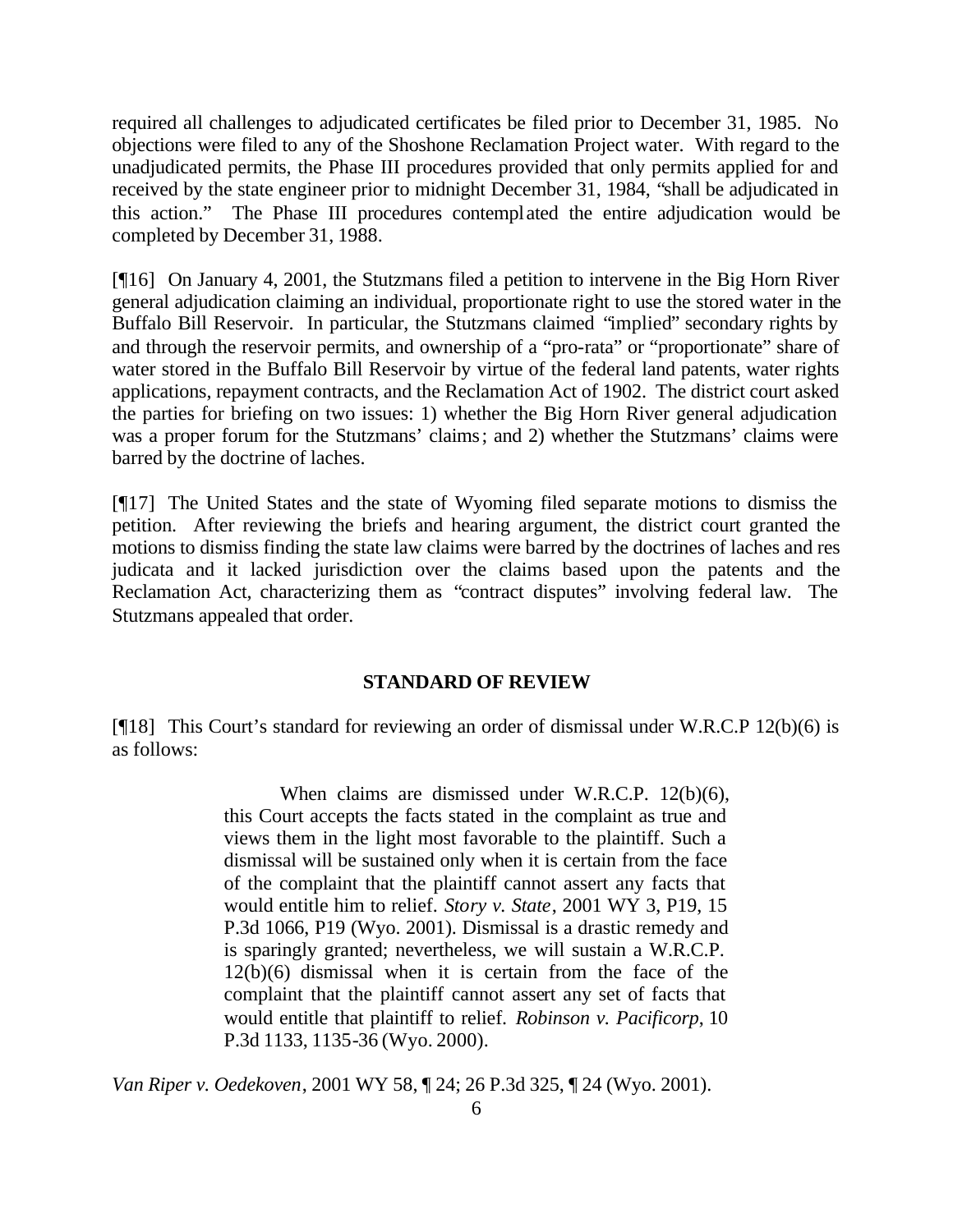required all challenges to adjudicated certificates be filed prior to December 31, 1985. No objections were filed to any of the Shoshone Reclamation Project water. With regard to the unadjudicated permits, the Phase III procedures provided that only permits applied for and received by the state engineer prior to midnight December 31, 1984, "shall be adjudicated in this action." The Phase III procedures contemplated the entire adjudication would be completed by December 31, 1988.

[¶16] On January 4, 2001, the Stutzmans filed a petition to intervene in the Big Horn River general adjudication claiming an individual, proportionate right to use the stored water in the Buffalo Bill Reservoir. In particular, the Stutzmans claimed "implied" secondary rights by and through the reservoir permits, and ownership of a "pro-rata" or "proportionate" share of water stored in the Buffalo Bill Reservoir by virtue of the federal land patents, water rights applications, repayment contracts, and the Reclamation Act of 1902. The district court asked the parties for briefing on two issues: 1) whether the Big Horn River general adjudication was a proper forum for the Stutzmans' claims; and 2) whether the Stutzmans' claims were barred by the doctrine of laches.

[¶17] The United States and the state of Wyoming filed separate motions to dismiss the petition. After reviewing the briefs and hearing argument, the district court granted the motions to dismiss finding the state law claims were barred by the doctrines of laches and res judicata and it lacked jurisdiction over the claims based upon the patents and the Reclamation Act, characterizing them as "contract disputes" involving federal law. The Stutzmans appealed that order.

### STANDARD OF REVIEW

[¶18] This Court's standard for reviewing an order of dismissal under W.R.C.P 12(b)(6) is as follows:

> When claims are dismissed under W.R.C.P. 12(b)(6), this Court accepts the facts stated in the complaint as true and views them in the light most favorable to the plaintiff. Such a dismissal will be sustained only when it is certain from the face of the complaint that the plaintiff cannot assert any facts that would entitle him to relief. *Story v. State*, 2001 WY 3, P19, 15 P.3d 1066, P19 (Wyo. 2001). Dismissal is a drastic remedy and is sparingly granted; nevertheless, we will sustain a W.R.C.P. 12(b)(6) dismissal when it is certain from the face of the complaint that the plaintiff cannot assert any set of facts that would entitle that plaintiff to relief. *Robinson v. Pacificorp*, 10 P.3d 1133, 1135-36 (Wyo. 2000).

*Van Riper v. Oedekoven*, 2001 WY 58, ¶ 24; 26 P.3d 325, ¶ 24 (Wyo. 2001).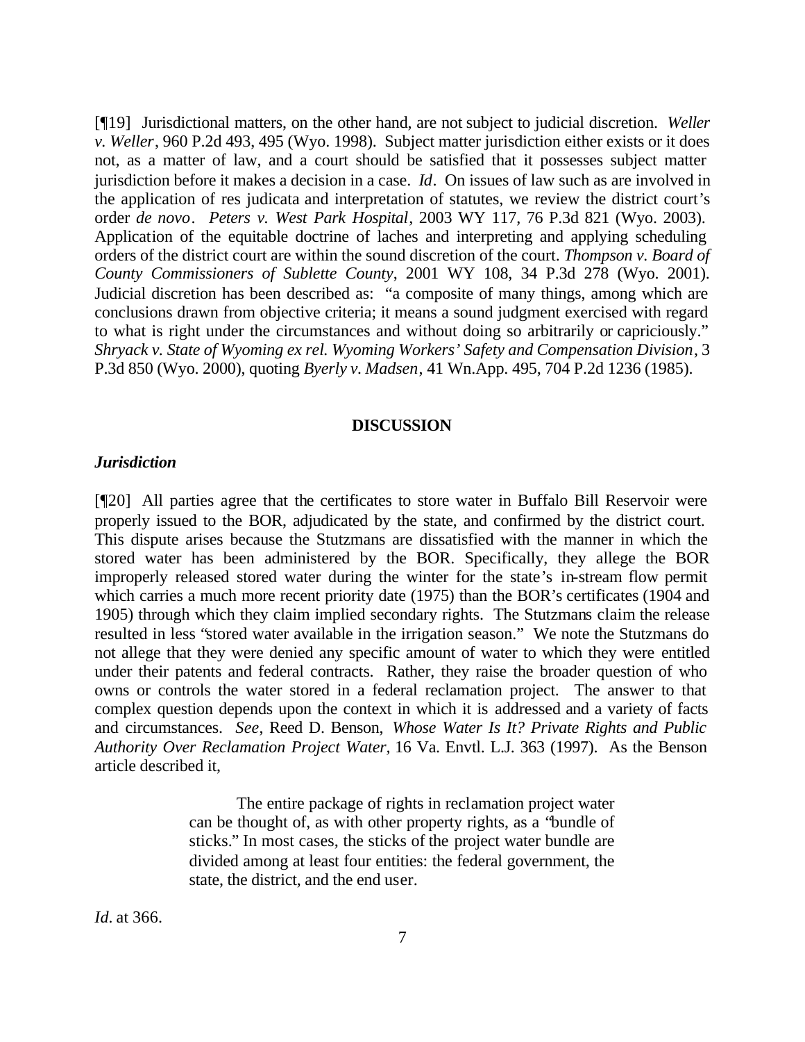[¶19] Jurisdictional matters, on the other hand, are not subject to judicial discretion. *Weller v. Weller*, 960 P.2d 493, 495 (Wyo. 1998). Subject matter jurisdiction either exists or it does not, as a matter of law, and a court should be satisfied that it possesses subject matter jurisdiction before it makes a decision in a case. *Id*. On issues of law such as are involved in the application of res judicata and interpretation of statutes, we review the district court's order *de novo*. *Peters v. West Park Hospital*, 2003 WY 117, 76 P.3d 821 (Wyo. 2003). Application of the equitable doctrine of laches and interpreting and applying scheduling orders of the district court are within the sound discretion of the court. *Thompson v. Board of County Commissioners of Sublette County*, 2001 WY 108, 34 P.3d 278 (Wyo. 2001). Judicial discretion has been described as: "a composite of many things, among which are conclusions drawn from objective criteria; it means a sound judgment exercised with regard to what is right under the circumstances and without doing so arbitrarily or capriciously." *Shryack v. State of Wyoming ex rel. Wyoming Workers' Safety and Compensation Division*, 3 P.3d 850 (Wyo. 2000), quoting *Byerly v. Madsen*, 41 Wn.App. 495, 704 P.2d 1236 (1985).

## DISCUSSION

### *Jurisdiction*

[¶20] All parties agree that the certificates to store water in Buffalo Bill Reservoir were properly issued to the BOR, adjudicated by the state, and confirmed by the district court. This dispute arises because the Stutzmans are dissatisfied with the manner in which the stored water has been administered by the BOR. Specifically, they allege the BOR improperly released stored water during the winter for the state's in-stream flow permit which carries a much more recent priority date (1975) than the BOR's certificates (1904 and 1905) through which they claim implied secondary rights. The Stutzmans claim the release resulted in less "stored water available in the irrigation season." We note the Stutzmans do not allege that they were denied any specific amount of water to which they were entitled under their patents and federal contracts. Rather, they raise the broader question of who owns or controls the water stored in a federal reclamation project. The answer to that complex question depends upon the context in which it is addressed and a variety of facts and circumstances. *See*, Reed D. Benson, *Whose Water Is It? Private Rights and Public Authority Over Reclamation Project Water*, 16 Va. Envtl. L.J. 363 (1997). As the Benson article described it,

> The entire package of rights in reclamation project water can be thought of, as with other property rights, as a "bundle of sticks." In most cases, the sticks of the project water bundle are divided among at least four entities: the federal government, the state, the district, and the end user.

*Id*. at 366.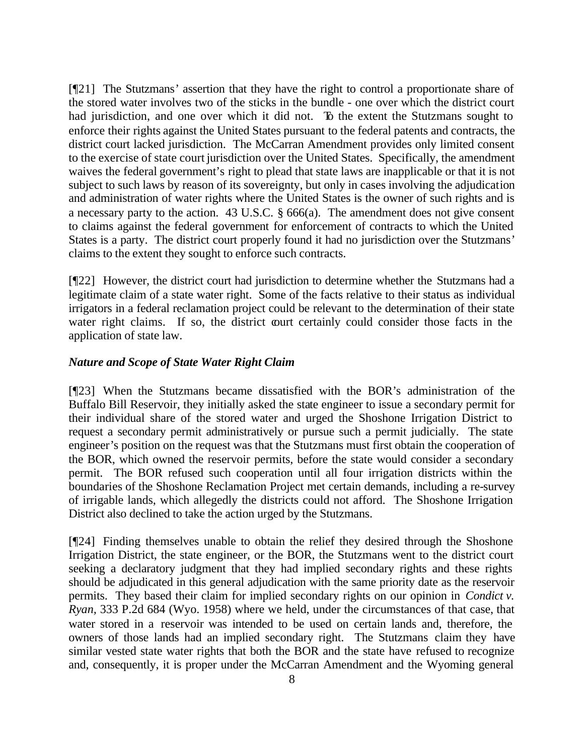[¶21] The Stutzmans' assertion that they have the right to control a proportionate share of the stored water involves two of the sticks in the bundle - one over which the district court had jurisdiction, and one over which it did not. To the extent the Stutzmans sought to enforce their rights against the United States pursuant to the federal patents and contracts, the district court lacked jurisdiction. The McCarran Amendment provides only limited consent to the exercise of state court jurisdiction over the United States. Specifically, the amendment waives the federal government's right to plead that state laws are inapplicable or that it is not subject to such laws by reason of its sovereignty, but only in cases involving the adjudication and administration of water rights where the United States is the owner of such rights and is a necessary party to the action. 43 U.S.C. § 666(a). The amendment does not give consent to claims against the federal government for enforcement of contracts to which the United States is a party. The district court properly found it had no jurisdiction over the Stutzmans' claims to the extent they sought to enforce such contracts.

[¶22] However, the district court had jurisdiction to determine whether the Stutzmans had a legitimate claim of a state water right. Some of the facts relative to their status as individual irrigators in a federal reclamation project could be relevant to the determination of their state water right claims. If so, the district court certainly could consider those facts in the application of state law.

### *Nature and Scope of State Water Right Claim*

[¶23] When the Stutzmans became dissatisfied with the BOR's administration of the Buffalo Bill Reservoir, they initially asked the state engineer to issue a secondary permit for their individual share of the stored water and urged the Shoshone Irrigation District to request a secondary permit administratively or pursue such a permit judicially. The state engineer's position on the request was that the Stutzmans must first obtain the cooperation of the BOR, which owned the reservoir permits, before the state would consider a secondary permit. The BOR refused such cooperation until all four irrigation districts within the boundaries of the Shoshone Reclamation Project met certain demands, including a re-survey of irrigable lands, which allegedly the districts could not afford. The Shoshone Irrigation District also declined to take the action urged by the Stutzmans.

[¶24] Finding themselves unable to obtain the relief they desired through the Shoshone Irrigation District, the state engineer, or the BOR, the Stutzmans went to the district court seeking a declaratory judgment that they had implied secondary rights and these rights should be adjudicated in this general adjudication with the same priority date as the reservoir permits. They based their claim for implied secondary rights on our opinion in *Condict v. Ryan*, 333 P.2d 684 (Wyo. 1958) where we held, under the circumstances of that case, that water stored in a reservoir was intended to be used on certain lands and, therefore, the owners of those lands had an implied secondary right. The Stutzmans claim they have similar vested state water rights that both the BOR and the state have refused to recognize and, consequently, it is proper under the McCarran Amendment and the Wyoming general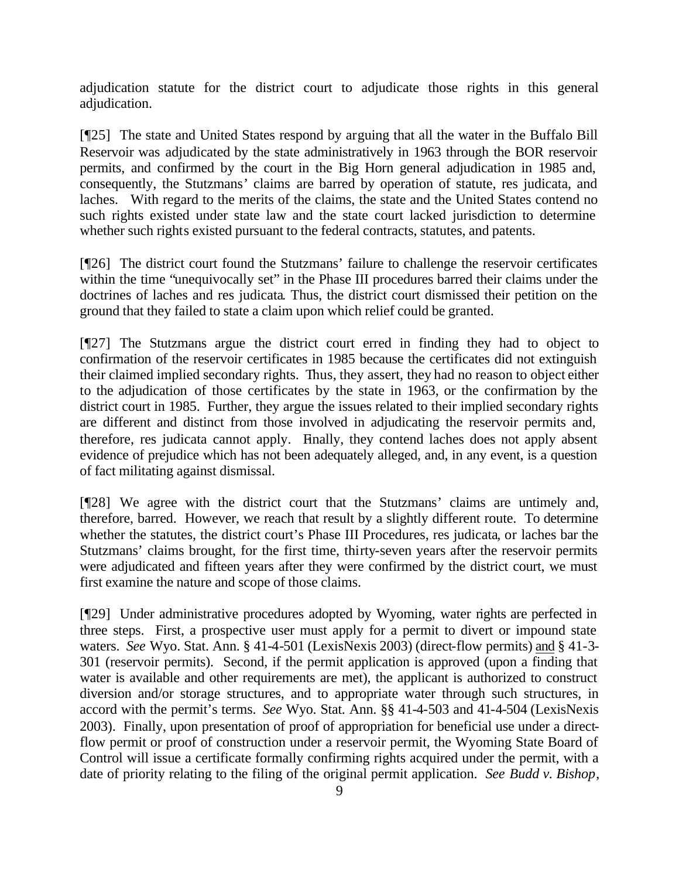adjudication statute for the district court to adjudicate those rights in this general adjudication.

[¶25] The state and United States respond by arguing that all the water in the Buffalo Bill Reservoir was adjudicated by the state administratively in 1963 through the BOR reservoir permits, and confirmed by the court in the Big Horn general adjudication in 1985 and, consequently, the Stutzmans' claims are barred by operation of statute, res judicata, and laches. With regard to the merits of the claims, the state and the United States contend no such rights existed under state law and the state court lacked jurisdiction to determine whether such rights existed pursuant to the federal contracts, statutes, and patents.

[¶26] The district court found the Stutzmans' failure to challenge the reservoir certificates within the time "unequivocally set" in the Phase III procedures barred their claims under the doctrines of laches and res judicata. Thus, the district court dismissed their petition on the ground that they failed to state a claim upon which relief could be granted.

[¶27] The Stutzmans argue the district court erred in finding they had to object to confirmation of the reservoir certificates in 1985 because the certificates did not extinguish their claimed implied secondary rights. Thus, they assert, they had no reason to object either to the adjudication of those certificates by the state in 1963, or the confirmation by the district court in 1985. Further, they argue the issues related to their implied secondary rights are different and distinct from those involved in adjudicating the reservoir permits and, therefore, res judicata cannot apply. Finally, they contend laches does not apply absent evidence of prejudice which has not been adequately alleged, and, in any event, is a question of fact militating against dismissal.

[¶28] We agree with the district court that the Stutzmans' claims are untimely and, therefore, barred. However, we reach that result by a slightly different route. To determine whether the statutes, the district court's Phase III Procedures, res judicata, or laches bar the Stutzmans' claims brought, for the first time, thirty-seven years after the reservoir permits were adjudicated and fifteen years after they were confirmed by the district court, we must first examine the nature and scope of those claims.

[¶29] Under administrative procedures adopted by Wyoming, water rights are perfected in three steps. First, a prospective user must apply for a permit to divert or impound state waters. *See* Wyo. Stat. Ann. § 41-4-501 (LexisNexis 2003) (direct-flow permits) and § 41-3-301 (reservoir permits). Second, if the permit application is approved (upon a finding that water is available and other requirements are met), the applicant is authorized to construct diversion and/or storage structures, and to appropriate water through such structures, in accord with the permit's terms. *See* Wyo. Stat. Ann. §§ 41-4-503 and 41-4-504 (LexisNexis 2003). Finally, upon presentation of proof of appropriation for beneficial use under a direct-flow permit or proof of construction under a reservoir permit, the Wyoming State Board of Control will issue a certificate formally confirming rights acquired under the permit, with a date of priority relating to the filing of the original permit application. *See Budd v. Bishop*,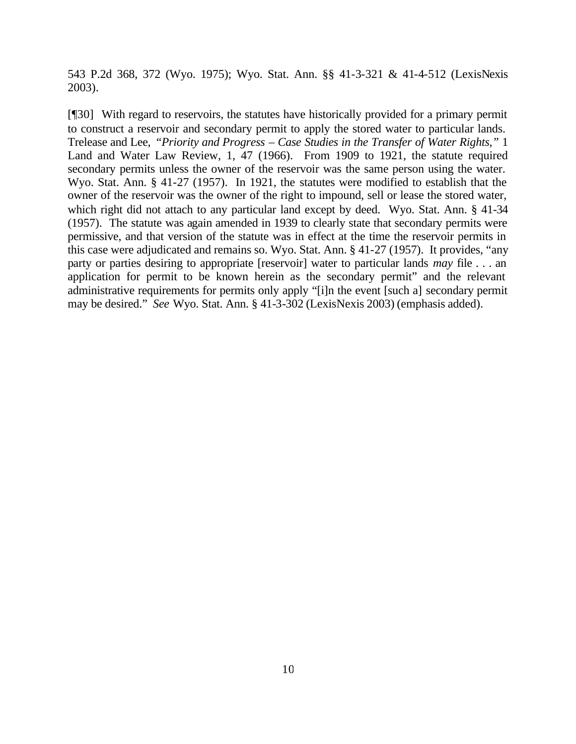543 P.2d 368, 372 (Wyo. 1975); Wyo. Stat. Ann. §§ 41-3-321 & 41-4-512 (LexisNexis 2003).

[¶30] With regard to reservoirs, the statutes have historically provided for a primary permit to construct a reservoir and secondary permit to apply the stored water to particular lands. Trelease and Lee, *"Priority and Progress – Case Studies in the Transfer of Water Rights,"* 1 Land and Water Law Review, 1, 47 (1966). From 1909 to 1921, the statute required secondary permits unless the owner of the reservoir was the same person using the water. Wyo. Stat. Ann. § 41-27 (1957). In 1921, the statutes were modified to establish that the owner of the reservoir was the owner of the right to impound, sell or lease the stored water, which right did not attach to any particular land except by deed. Wyo. Stat. Ann. § 41-34 (1957). The statute was again amended in 1939 to clearly state that secondary permits were permissive, and that version of the statute was in effect at the time the reservoir permits in this case were adjudicated and remains so. Wyo. Stat. Ann. § 41-27 (1957). It provides, "any party or parties desiring to appropriate [reservoir] water to particular lands *may* file . . . an application for permit to be known herein as the secondary permit" and the relevant administrative requirements for permits only apply "[i]n the event [such a] secondary permit may be desired." *See* Wyo. Stat. Ann. § 41-3-302 (LexisNexis 2003) (emphasis added).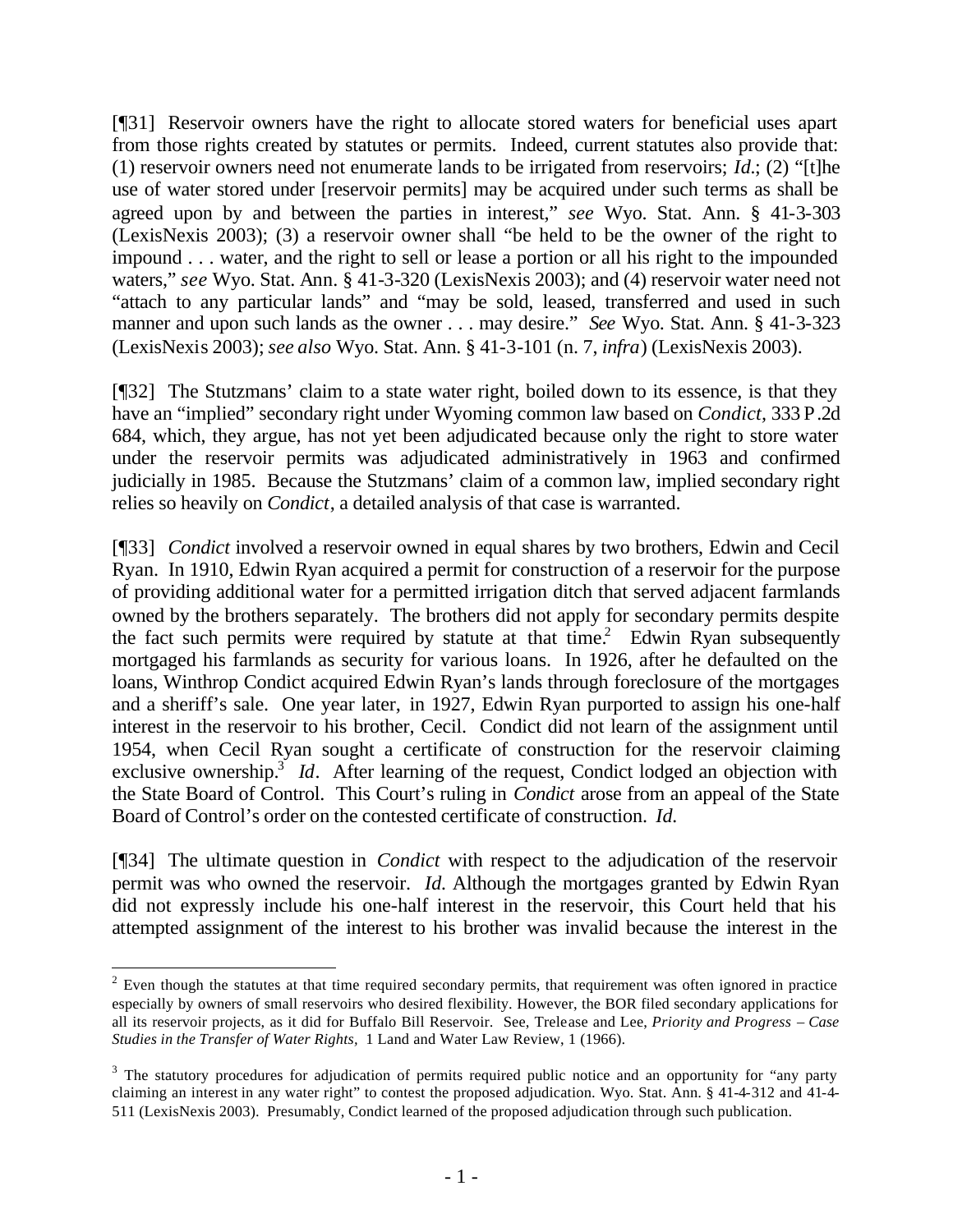[¶31] Reservoir owners have the right to allocate stored waters for beneficial uses apart from those rights created by statutes or permits. Indeed, current statutes also provide that: (1) reservoir owners need not enumerate lands to be irrigated from reservoirs; *Id.*; (2) "[t]he use of water stored under [reservoir permits] may be acquired under such terms as shall be agreed upon by and between the parties in interest," *see* Wyo. Stat. Ann. § 41-3-303 (LexisNexis 2003); (3) a reservoir owner shall "be held to be the owner of the right to impound . . . water, and the right to sell or lease a portion or all his right to the impounded waters," *see* Wyo. Stat. Ann. § 41-3-320 (LexisNexis 2003); and (4) reservoir water need not "attach to any particular lands" and "may be sold, leased, transferred and used in such manner and upon such lands as the owner . . . may desire." *See* Wyo. Stat. Ann. § 41-3-323 (LexisNexis 2003); *see also* Wyo. Stat. Ann. § 41-3-101 (n. 7, *infra*) (LexisNexis 2003).

[¶32] The Stutzmans' claim to a state water right, boiled down to its essence, is that they have an "implied" secondary right under Wyoming common law based on *Condict*, 333 P.2d 684, which, they argue, has not yet been adjudicated because only the right to store water under the reservoir permits was adjudicated administratively in 1963 and confirmed judicially in 1985. Because the Stutzmans' claim of a common law, implied secondary right relies so heavily on *Condict*, a detailed analysis of that case is warranted.

[¶33] *Condict* involved a reservoir owned in equal shares by two brothers, Edwin and Cecil Ryan. In 1910, Edwin Ryan acquired a permit for construction of a reservoir for the purpose of providing additional water for a permitted irrigation ditch that served adjacent farmlands owned by the brothers separately. The brothers did not apply for secondary permits despite the fact such permits were required by statute at that time.[2] Edwin Ryan subsequently mortgaged his farmlands as security for various loans. In 1926, after he defaulted on the loans, Winthrop Condict acquired Edwin Ryan's lands through foreclosure of the mortgages and a sheriff's sale. One year later, in 1927, Edwin Ryan purported to assign his one-half interest in the reservoir to his brother, Cecil. Condict did not learn of the assignment until 1954, when Cecil Ryan sought a certificate of construction for the reservoir claiming exclusive ownership.[3] *Id*. After learning of the request, Condict lodged an objection with the State Board of Control. This Court's ruling in *Condict* arose from an appeal of the State Board of Control's order on the contested certificate of construction. *Id.*

[¶34] The ultimate question in *Condict* with respect to the adjudication of the reservoir permit was who owned the reservoir. *Id.* Although the mortgages granted by Edwin Ryan did not expressly include his one-half interest in the reservoir, this Court held that his attempted assignment of the interest to his brother was invalid because the interest in the

---

[2] Even though the statutes at that time required secondary permits, that requirement was often ignored in practice especially by owners of small reservoirs who desired flexibility. However, the BOR filed secondary applications for all its reservoir projects, as it did for Buffalo Bill Reservoir. See, Trelease and Lee, *Priority and Progress – Case Studies in the Transfer of Water Rights*, 1 Land and Water Law Review, 1 (1966).

[3] The statutory procedures for adjudication of permits required public notice and an opportunity for "any party claiming an interest in any water right" to contest the proposed adjudication. Wyo. Stat. Ann. § 41-4-312 and 41-4-511 (LexisNexis 2003). Presumably, Condict learned of the proposed adjudication through such publication.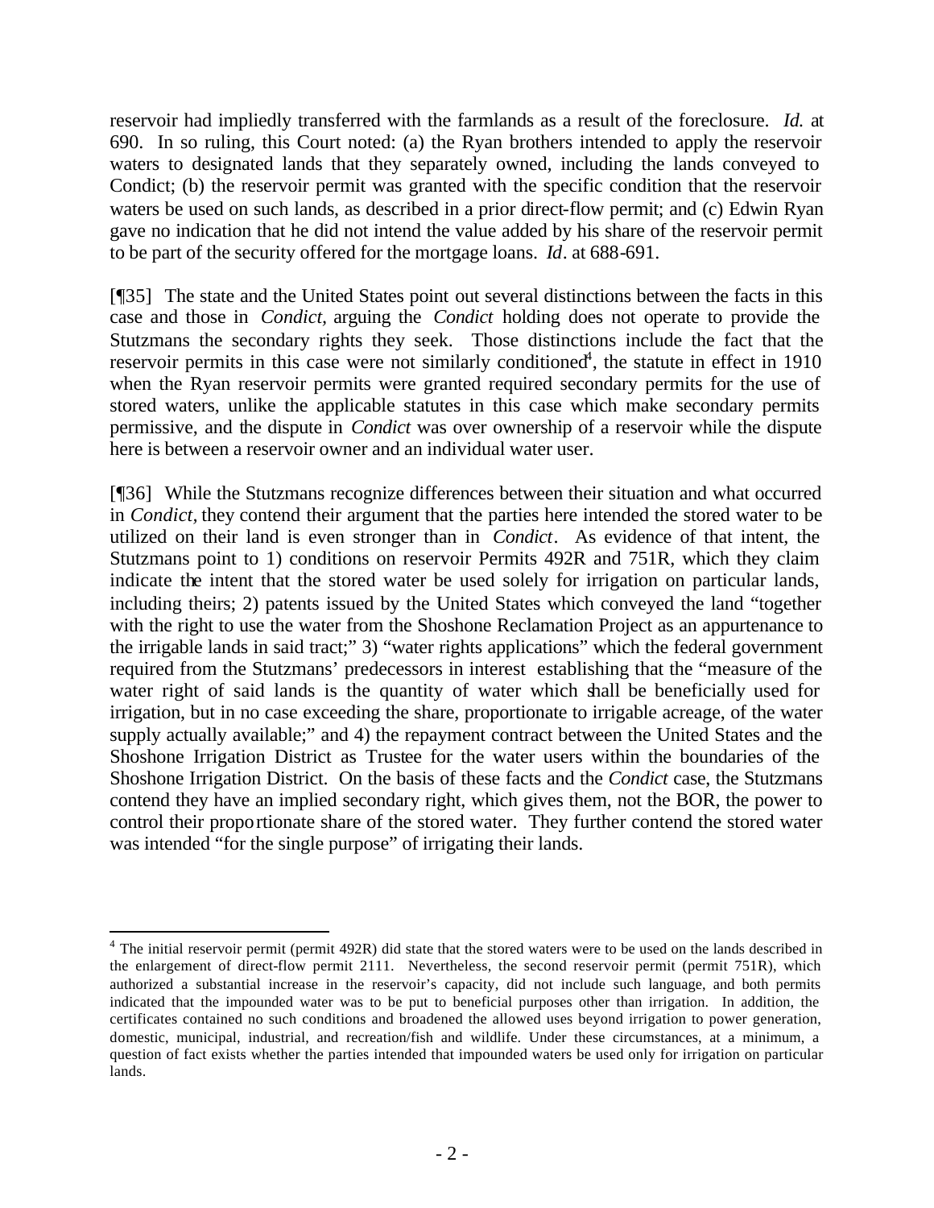reservoir had impliedly transferred with the farmlands as a result of the foreclosure. *Id.* at 690. In so ruling, this Court noted: (a) the Ryan brothers intended to apply the reservoir waters to designated lands that they separately owned, including the lands conveyed to Condict; (b) the reservoir permit was granted with the specific condition that the reservoir waters be used on such lands, as described in a prior direct-flow permit; and (c) Edwin Ryan gave no indication that he did not intend the value added by his share of the reservoir permit to be part of the security offered for the mortgage loans. *Id*. at 688-691.

[¶35] The state and the United States point out several distinctions between the facts in this case and those in *Condict*, arguing the *Condict* holding does not operate to provide the Stutzmans the secondary rights they seek. Those distinctions include the fact that the reservoir permits in this case were not similarly conditioned[4], the statute in effect in 1910 when the Ryan reservoir permits were granted required secondary permits for the use of stored waters, unlike the applicable statutes in this case which make secondary permits permissive, and the dispute in *Condict* was over ownership of a reservoir while the dispute here is between a reservoir owner and an individual water user.

[¶36] While the Stutzmans recognize differences between their situation and what occurred in *Condict*, they contend their argument that the parties here intended the stored water to be utilized on their land is even stronger than in *Condict*. As evidence of that intent, the Stutzmans point to 1) conditions on reservoir Permits 492R and 751R, which they claim indicate the intent that the stored water be used solely for irrigation on particular lands, including theirs; 2) patents issued by the United States which conveyed the land "together with the right to use the water from the Shoshone Reclamation Project as an appurtenance to the irrigable lands in said tract;" 3) "water rights applications" which the federal government required from the Stutzmans' predecessors in interest establishing that the "measure of the water right of said lands is the quantity of water which shall be beneficially used for irrigation, but in no case exceeding the share, proportionate to irrigable acreage, of the water supply actually available;" and 4) the repayment contract between the United States and the Shoshone Irrigation District as Trustee for the water users within the boundaries of the Shoshone Irrigation District. On the basis of these facts and the *Condict* case, the Stutzmans contend they have an implied secondary right, which gives them, not the BOR, the power to control their proportionate share of the stored water. They further contend the stored water was intended "for the single purpose" of irrigating their lands.

---

[4] The initial reservoir permit (permit 492R) did state that the stored waters were to be used on the lands described in the enlargement of direct-flow permit 2111. Nevertheless, the second reservoir permit (permit 751R), which authorized a substantial increase in the reservoir's capacity, did not include such language, and both permits indicated that the impounded water was to be put to beneficial purposes other than irrigation. In addition, the certificates contained no such conditions and broadened the allowed uses beyond irrigation to power generation, domestic, municipal, industrial, and recreation/fish and wildlife. Under these circumstances, at a minimum, a question of fact exists whether the parties intended that impounded waters be used only for irrigation on particular lands.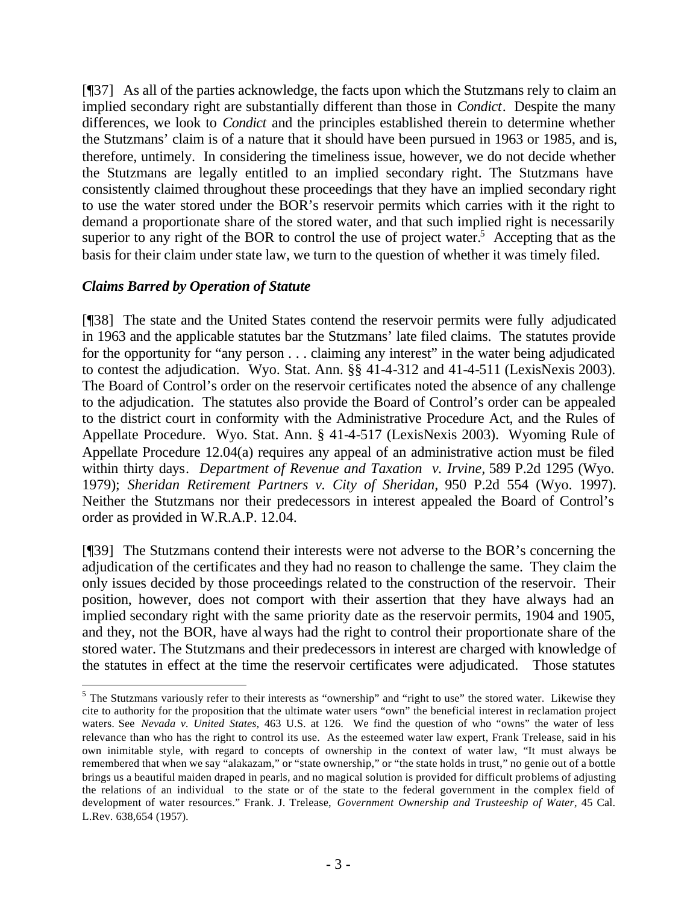[¶37] As all of the parties acknowledge, the facts upon which the Stutzmans rely to claim an implied secondary right are substantially different than those in *Condict*. Despite the many differences, we look to *Condict* and the principles established therein to determine whether the Stutzmans' claim is of a nature that it should have been pursued in 1963 or 1985, and is, therefore, untimely. In considering the timeliness issue, however, we do not decide whether the Stutzmans are legally entitled to an implied secondary right. The Stutzmans have consistently claimed throughout these proceedings that they have an implied secondary right to use the water stored under the BOR's reservoir permits which carries with it the right to demand a proportionate share of the stored water, and that such implied right is necessarily superior to any right of the BOR to control the use of project water.[5] Accepting that as the basis for their claim under state law, we turn to the question of whether it was timely filed.

### *Claims Barred by Operation of Statute*

[¶38] The state and the United States contend the reservoir permits were fully adjudicated in 1963 and the applicable statutes bar the Stutzmans' late filed claims. The statutes provide for the opportunity for "any person . . . claiming any interest" in the water being adjudicated to contest the adjudication. Wyo. Stat. Ann. §§ 41-4-312 and 41-4-511 (LexisNexis 2003). The Board of Control's order on the reservoir certificates noted the absence of any challenge to the adjudication. The statutes also provide the Board of Control's order can be appealed to the district court in conformity with the Administrative Procedure Act, and the Rules of Appellate Procedure. Wyo. Stat. Ann. § 41-4-517 (LexisNexis 2003). Wyoming Rule of Appellate Procedure 12.04(a) requires any appeal of an administrative action must be filed within thirty days. *Department of Revenue and Taxation v. Irvine*, 589 P.2d 1295 (Wyo. 1979); *Sheridan Retirement Partners v. City of Sheridan*, 950 P.2d 554 (Wyo. 1997). Neither the Stutzmans nor their predecessors in interest appealed the Board of Control's order as provided in W.R.A.P. 12.04.

[¶39] The Stutzmans contend their interests were not adverse to the BOR's concerning the adjudication of the certificates and they had no reason to challenge the same. They claim the only issues decided by those proceedings related to the construction of the reservoir. Their position, however, does not comport with their assertion that they have always had an implied secondary right with the same priority date as the reservoir permits, 1904 and 1905, and they, not the BOR, have always had the right to control their proportionate share of the stored water. The Stutzmans and their predecessors in interest are charged with knowledge of the statutes in effect at the time the reservoir certificates were adjudicated. Those statutes

---

[5] The Stutzmans variously refer to their interests as "ownership" and "right to use" the stored water. Likewise they cite to authority for the proposition that the ultimate water users "own" the beneficial interest in reclamation project waters. See *Nevada v. United States,* 463 U.S. at 126. We find the question of who "owns" the water of less relevance than who has the right to control its use. As the esteemed water law expert, Frank Trelease, said in his own inimitable style, with regard to concepts of ownership in the context of water law, "It must always be remembered that when we say "alakazam," or "state ownership," or "the state holds in trust," no genie out of a bottle brings us a beautiful maiden draped in pearls, and no magical solution is provided for difficult problems of adjusting the relations of an individual to the state or of the state to the federal government in the complex field of development of water resources." Frank. J. Trelease, *Government Ownership and Trusteeship of Water*, 45 Cal. L.Rev. 638,654 (1957).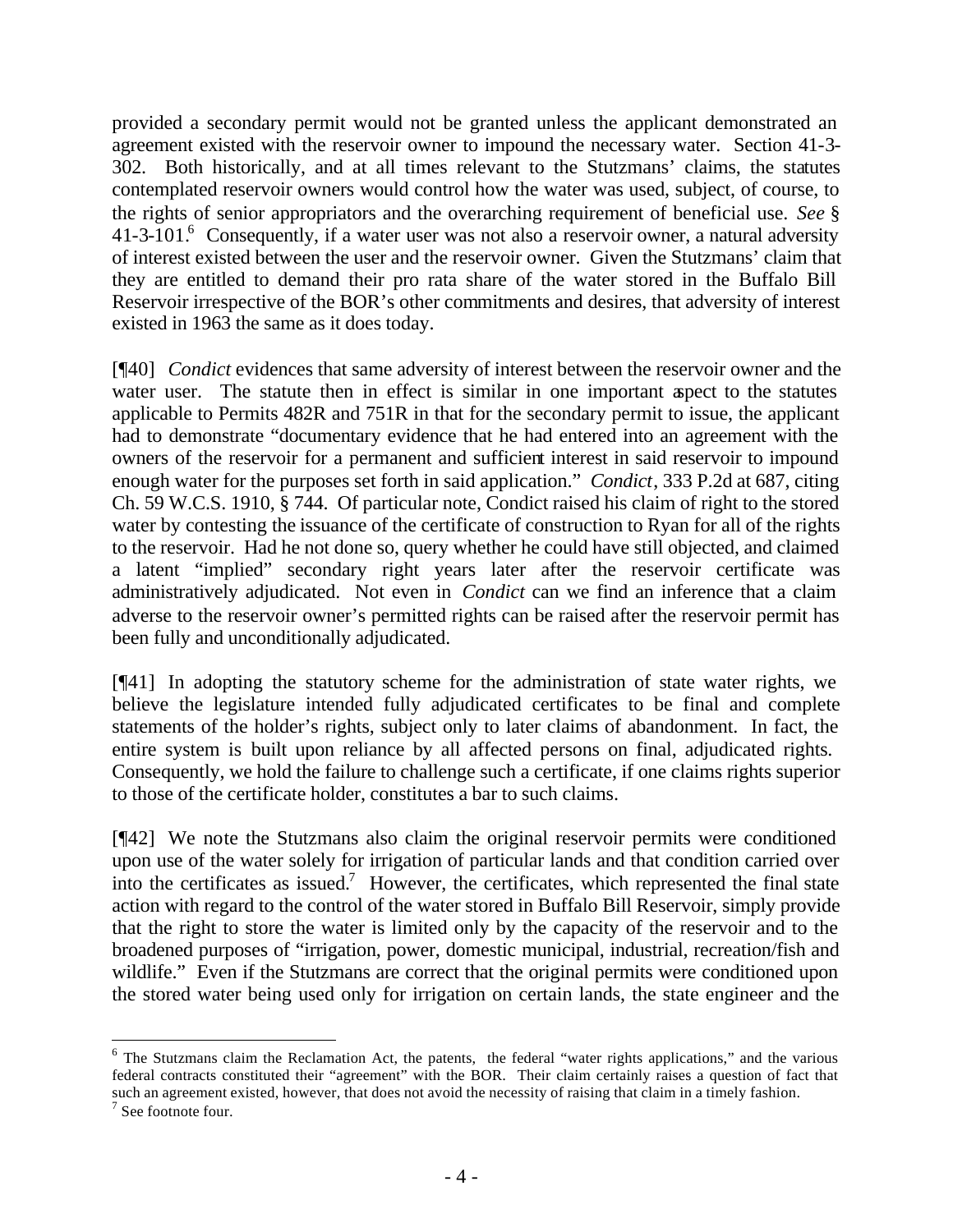provided a secondary permit would not be granted unless the applicant demonstrated an agreement existed with the reservoir owner to impound the necessary water. Section 41-3-302. Both historically, and at all times relevant to the Stutzmans' claims, the statutes contemplated reservoir owners would control how the water was used, subject, of course, to the rights of senior appropriators and the overarching requirement of beneficial use. *See* § 41-3-101.[6] Consequently, if a water user was not also a reservoir owner, a natural adversity of interest existed between the user and the reservoir owner. Given the Stutzmans' claim that they are entitled to demand their pro rata share of the water stored in the Buffalo Bill Reservoir irrespective of the BOR's other commitments and desires, that adversity of interest existed in 1963 the same as it does today.

[¶40] *Condict* evidences that same adversity of interest between the reservoir owner and the water user. The statute then in effect is similar in one important aspect to the statutes applicable to Permits 482R and 751R in that for the secondary permit to issue, the applicant had to demonstrate "documentary evidence that he had entered into an agreement with the owners of the reservoir for a permanent and sufficient interest in said reservoir to impound enough water for the purposes set forth in said application." *Condict*, 333 P.2d at 687, citing Ch. 59 W.C.S. 1910, § 744. Of particular note, Condict raised his claim of right to the stored water by contesting the issuance of the certificate of construction to Ryan for all of the rights to the reservoir. Had he not done so, query whether he could have still objected, and claimed a latent "implied" secondary right years later after the reservoir certificate was administratively adjudicated. Not even in *Condict* can we find an inference that a claim adverse to the reservoir owner's permitted rights can be raised after the reservoir permit has been fully and unconditionally adjudicated.

[¶41] In adopting the statutory scheme for the administration of state water rights, we believe the legislature intended fully adjudicated certificates to be final and complete statements of the holder's rights, subject only to later claims of abandonment. In fact, the entire system is built upon reliance by all affected persons on final, adjudicated rights. Consequently, we hold the failure to challenge such a certificate, if one claims rights superior to those of the certificate holder, constitutes a bar to such claims.

[¶42] We note the Stutzmans also claim the original reservoir permits were conditioned upon use of the water solely for irrigation of particular lands and that condition carried over into the certificates as issued.[7] However, the certificates, which represented the final state action with regard to the control of the water stored in Buffalo Bill Reservoir, simply provide that the right to store the water is limited only by the capacity of the reservoir and to the broadened purposes of "irrigation, power, domestic municipal, industrial, recreation/fish and wildlife." Even if the Stutzmans are correct that the original permits were conditioned upon the stored water being used only for irrigation on certain lands, the state engineer and the

---

[6] The Stutzmans claim the Reclamation Act, the patents, the federal "water rights applications," and the various federal contracts constituted their "agreement" with the BOR. Their claim certainly raises a question of fact that such an agreement existed, however, that does not avoid the necessity of raising that claim in a timely fashion.

[7] See footnote four.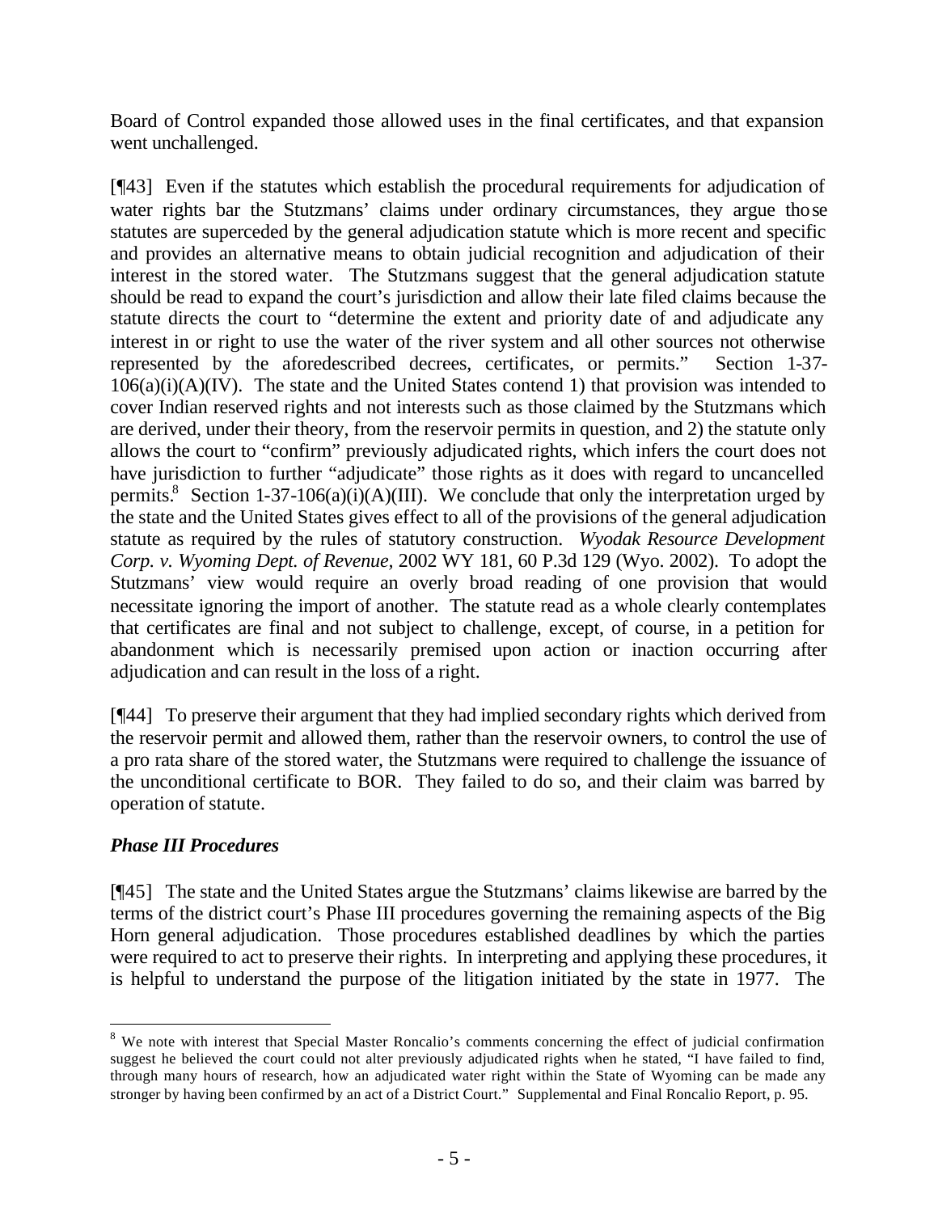Board of Control expanded those allowed uses in the final certificates, and that expansion went unchallenged.

[¶43] Even if the statutes which establish the procedural requirements for adjudication of water rights bar the Stutzmans' claims under ordinary circumstances, they argue those statutes are superceded by the general adjudication statute which is more recent and specific and provides an alternative means to obtain judicial recognition and adjudication of their interest in the stored water. The Stutzmans suggest that the general adjudication statute should be read to expand the court's jurisdiction and allow their late filed claims because the statute directs the court to "determine the extent and priority date of and adjudicate any interest in or right to use the water of the river system and all other sources not otherwise represented by the aforedescribed decrees, certificates, or permits." Section 1-37-106(a)(i)(A)(IV). The state and the United States contend 1) that provision was intended to cover Indian reserved rights and not interests such as those claimed by the Stutzmans which are derived, under their theory, from the reservoir permits in question, and 2) the statute only allows the court to "confirm" previously adjudicated rights, which infers the court does not have jurisdiction to further "adjudicate" those rights as it does with regard to uncancelled permits.[8] Section 1-37-106(a)(i)(A)(III). We conclude that only the interpretation urged by the state and the United States gives effect to all of the provisions of the general adjudication statute as required by the rules of statutory construction. *Wyodak Resource Development Corp. v. Wyoming Dept. of Revenue,* 2002 WY 181, 60 P.3d 129 (Wyo. 2002). To adopt the Stutzmans' view would require an overly broad reading of one provision that would necessitate ignoring the import of another. The statute read as a whole clearly contemplates that certificates are final and not subject to challenge, except, of course, in a petition for abandonment which is necessarily premised upon action or inaction occurring after adjudication and can result in the loss of a right.

[¶44] To preserve their argument that they had implied secondary rights which derived from the reservoir permit and allowed them, rather than the reservoir owners, to control the use of a pro rata share of the stored water, the Stutzmans were required to challenge the issuance of the unconditional certificate to BOR. They failed to do so, and their claim was barred by operation of statute.

### *Phase III Procedures*

[¶45] The state and the United States argue the Stutzmans' claims likewise are barred by the terms of the district court's Phase III procedures governing the remaining aspects of the Big Horn general adjudication. Those procedures established deadlines by which the parties were required to act to preserve their rights. In interpreting and applying these procedures, it is helpful to understand the purpose of the litigation initiated by the state in 1977. The

---

[8] We note with interest that Special Master Roncalio's comments concerning the effect of judicial confirmation suggest he believed the court could not alter previously adjudicated rights when he stated, "I have failed to find, through many hours of research, how an adjudicated water right within the State of Wyoming can be made any stronger by having been confirmed by an act of a District Court." Supplemental and Final Roncalio Report, p. 95.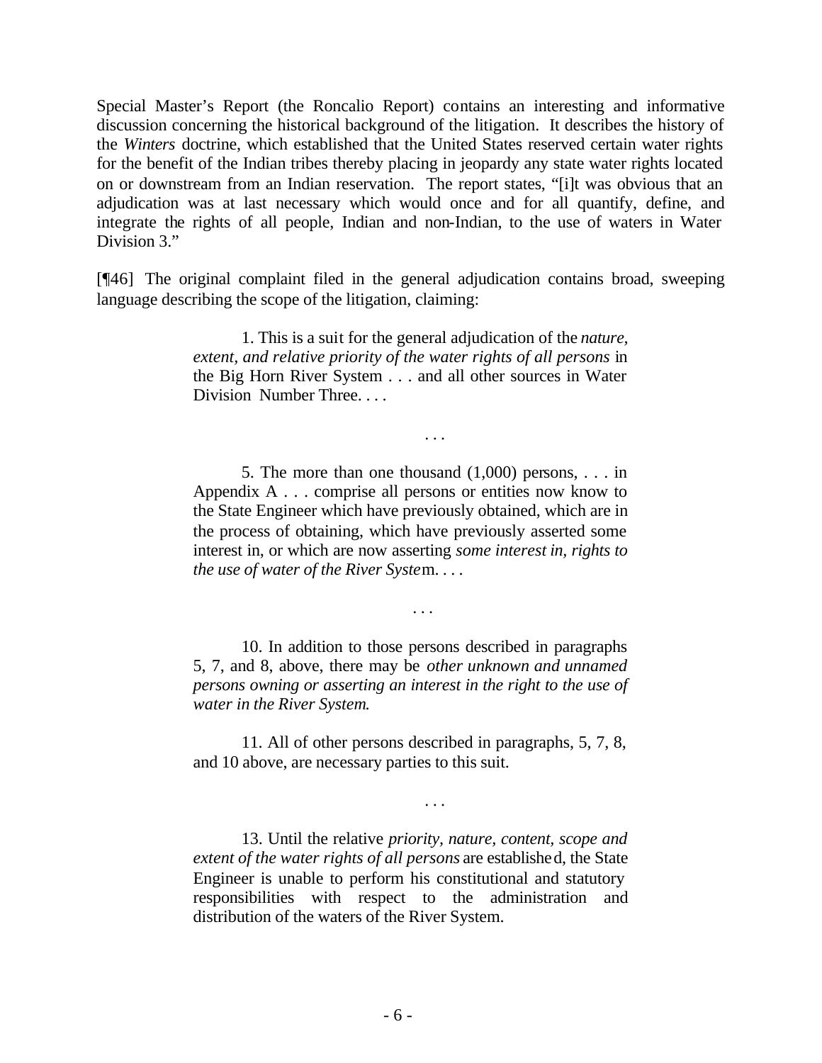Special Master's Report (the Roncalio Report) contains an interesting and informative discussion concerning the historical background of the litigation. It describes the history of the *Winters* doctrine, which established that the United States reserved certain water rights for the benefit of the Indian tribes thereby placing in jeopardy any state water rights located on or downstream from an Indian reservation. The report states, "[i]t was obvious that an adjudication was at last necessary which would once and for all quantify, define, and integrate the rights of all people, Indian and non-Indian, to the use of waters in Water Division 3."

[¶46] The original complaint filed in the general adjudication contains broad, sweeping language describing the scope of the litigation, claiming:

> 1. This is a suit for the general adjudication of the *nature, extent, and relative priority of the water rights of all persons* in the Big Horn River System . . . and all other sources in Water Division Number Three. . . .
>
> . . .
>
> 5. The more than one thousand (1,000) persons, . . . in Appendix A . . . comprise all persons or entities now know to the State Engineer which have previously obtained, which are in the process of obtaining, which have previously asserted some interest in, or which are now asserting *some interest in, rights to the use of water of the River Syste*m. . . .
>
> . . .
>
> 10. In addition to those persons described in paragraphs 5, 7, and 8, above, there may be *other unknown and unnamed persons owning or asserting an interest in the right to the use of water in the River System*.
>
> 11. All of other persons described in paragraphs, 5, 7, 8, and 10 above, are necessary parties to this suit.
>
> . . .
>
> 13. Until the relative *priority, nature, content, scope and extent of the water rights of all persons* are established, the State Engineer is unable to perform his constitutional and statutory responsibilities with respect to the administration and distribution of the waters of the River System.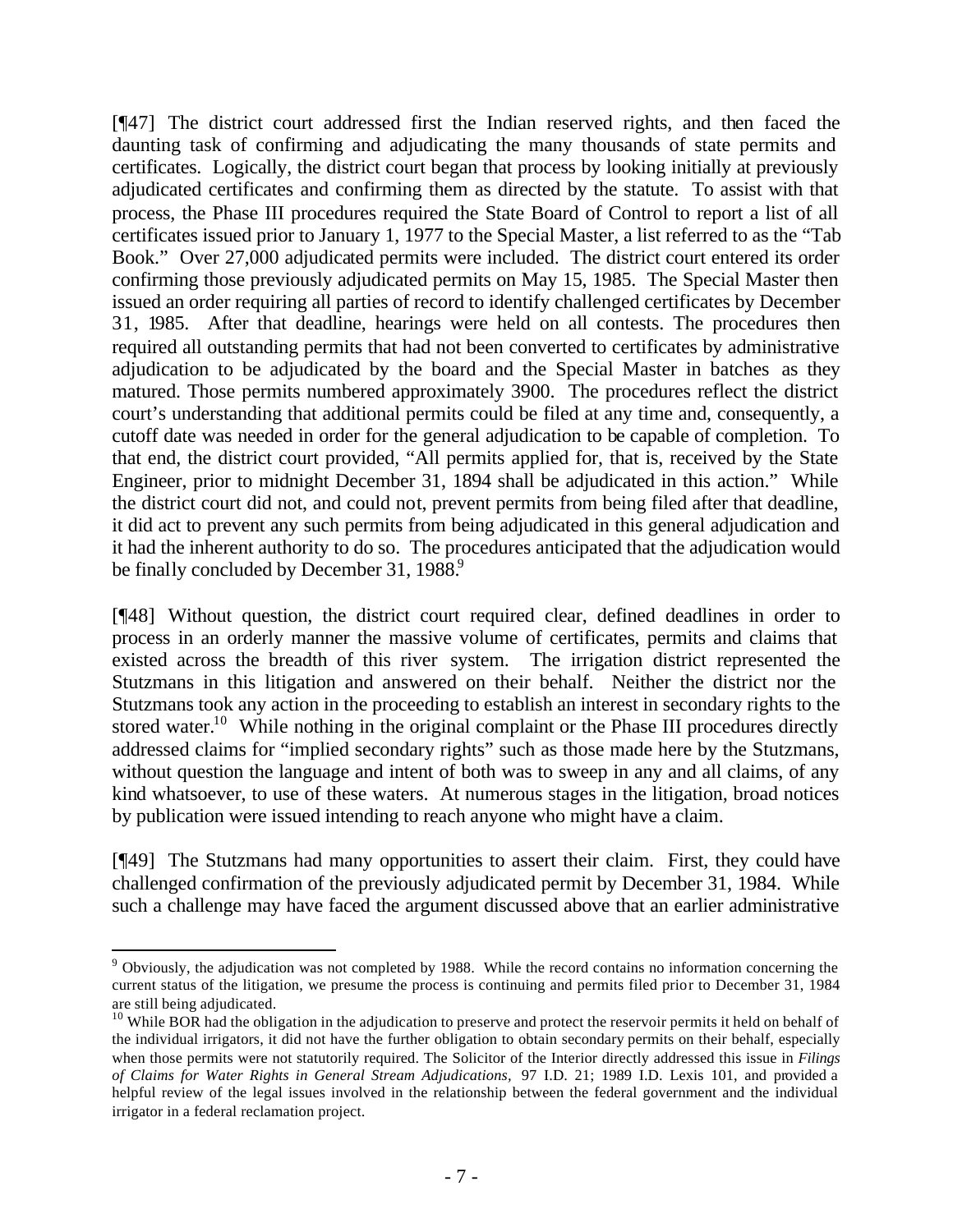[¶47] The district court addressed first the Indian reserved rights, and then faced the daunting task of confirming and adjudicating the many thousands of state permits and certificates. Logically, the district court began that process by looking initially at previously adjudicated certificates and confirming them as directed by the statute. To assist with that process, the Phase III procedures required the State Board of Control to report a list of all certificates issued prior to January 1, 1977 to the Special Master, a list referred to as the "Tab Book." Over 27,000 adjudicated permits were included. The district court entered its order confirming those previously adjudicated permits on May 15, 1985. The Special Master then issued an order requiring all parties of record to identify challenged certificates by December 31, 1985. After that deadline, hearings were held on all contests. The procedures then required all outstanding permits that had not been converted to certificates by administrative adjudication to be adjudicated by the board and the Special Master in batches as they matured. Those permits numbered approximately 3900. The procedures reflect the district court's understanding that additional permits could be filed at any time and, consequently, a cutoff date was needed in order for the general adjudication to be capable of completion. To that end, the district court provided, "All permits applied for, that is, received by the State Engineer, prior to midnight December 31, 1894 shall be adjudicated in this action." While the district court did not, and could not, prevent permits from being filed after that deadline, it did act to prevent any such permits from being adjudicated in this general adjudication and it had the inherent authority to do so. The procedures anticipated that the adjudication would be finally concluded by December 31, 1988.[9]

[¶48] Without question, the district court required clear, defined deadlines in order to process in an orderly manner the massive volume of certificates, permits and claims that existed across the breadth of this river system. The irrigation district represented the Stutzmans in this litigation and answered on their behalf. Neither the district nor the Stutzmans took any action in the proceeding to establish an interest in secondary rights to the stored water.[10] While nothing in the original complaint or the Phase III procedures directly addressed claims for "implied secondary rights" such as those made here by the Stutzmans, without question the language and intent of both was to sweep in any and all claims, of any kind whatsoever, to use of these waters. At numerous stages in the litigation, broad notices by publication were issued intending to reach anyone who might have a claim.

[¶49] The Stutzmans had many opportunities to assert their claim. First, they could have challenged confirmation of the previously adjudicated permit by December 31, 1984. While such a challenge may have faced the argument discussed above that an earlier administrative

---

[9] Obviously, the adjudication was not completed by 1988. While the record contains no information concerning the current status of the litigation, we presume the process is continuing and permits filed prior to December 31, 1984 are still being adjudicated.

[10] While BOR had the obligation in the adjudication to preserve and protect the reservoir permits it held on behalf of the individual irrigators, it did not have the further obligation to obtain secondary permits on their behalf, especially when those permits were not statutorily required. The Solicitor of the Interior directly addressed this issue in *Filings of Claims for Water Rights in General Stream Adjudications*, 97 I.D. 21; 1989 I.D. Lexis 101, and provided a helpful review of the legal issues involved in the relationship between the federal government and the individual irrigator in a federal reclamation project.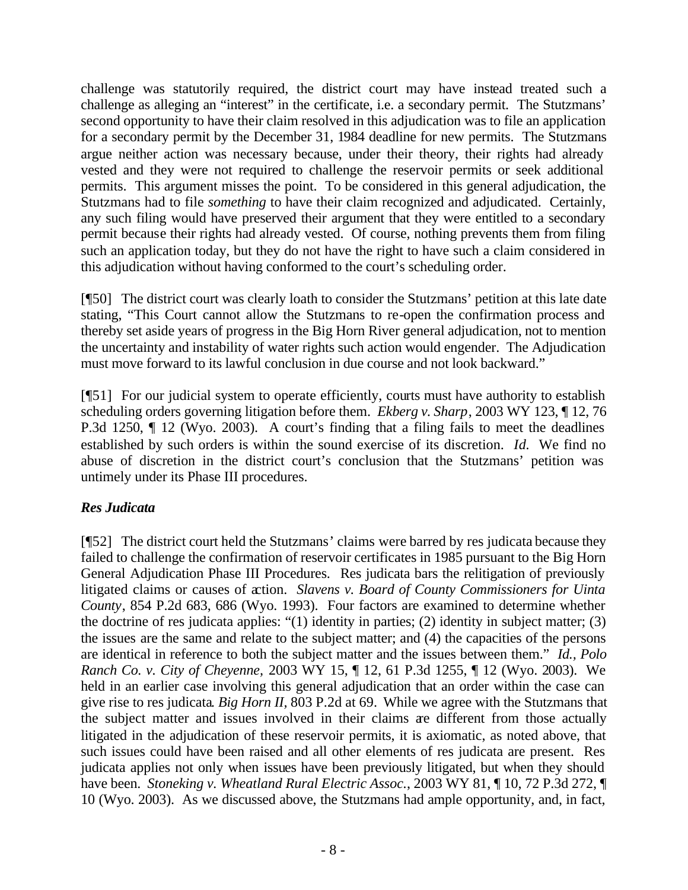challenge was statutorily required, the district court may have instead treated such a challenge as alleging an "interest" in the certificate, i.e. a secondary permit. The Stutzmans' second opportunity to have their claim resolved in this adjudication was to file an application for a secondary permit by the December 31, 1984 deadline for new permits. The Stutzmans argue neither action was necessary because, under their theory, their rights had already vested and they were not required to challenge the reservoir permits or seek additional permits. This argument misses the point. To be considered in this general adjudication, the Stutzmans had to file *something* to have their claim recognized and adjudicated. Certainly, any such filing would have preserved their argument that they were entitled to a secondary permit because their rights had already vested. Of course, nothing prevents them from filing such an application today, but they do not have the right to have such a claim considered in this adjudication without having conformed to the court's scheduling order.

[¶50] The district court was clearly loath to consider the Stutzmans' petition at this late date stating, "This Court cannot allow the Stutzmans to re-open the confirmation process and thereby set aside years of progress in the Big Horn River general adjudication, not to mention the uncertainty and instability of water rights such action would engender. The Adjudication must move forward to its lawful conclusion in due course and not look backward."

[¶51] For our judicial system to operate efficiently, courts must have authority to establish scheduling orders governing litigation before them. *Ekberg v. Sharp*, 2003 WY 123, ¶ 12, 76 P.3d 1250, ¶ 12 (Wyo. 2003). A court's finding that a filing fails to meet the deadlines established by such orders is within the sound exercise of its discretion. *Id.* We find no abuse of discretion in the district court's conclusion that the Stutzmans' petition was untimely under its Phase III procedures.

### *Res Judicata*

[¶52] The district court held the Stutzmans' claims were barred by res judicata because they failed to challenge the confirmation of reservoir certificates in 1985 pursuant to the Big Horn General Adjudication Phase III Procedures. Res judicata bars the relitigation of previously litigated claims or causes of action. *Slavens v. Board of County Commissioners for Uinta County*, 854 P.2d 683, 686 (Wyo. 1993). Four factors are examined to determine whether the doctrine of res judicata applies: "(1) identity in parties; (2) identity in subject matter; (3) the issues are the same and relate to the subject matter; and (4) the capacities of the persons are identical in reference to both the subject matter and the issues between them." *Id.*, *Polo Ranch Co. v. City of Cheyenne*, 2003 WY 15, ¶ 12, 61 P.3d 1255, ¶ 12 (Wyo. 2003). We held in an earlier case involving this general adjudication that an order within the case can give rise to res judicata. *Big Horn II*, 803 P.2d at 69. While we agree with the Stutzmans that the subject matter and issues involved in their claims are different from those actually litigated in the adjudication of these reservoir permits, it is axiomatic, as noted above, that such issues could have been raised and all other elements of res judicata are present. Res judicata applies not only when issues have been previously litigated, but when they should have been. *Stoneking v. Wheatland Rural Electric Assoc.*, 2003 WY 81, ¶ 10, 72 P.3d 272, ¶ 10 (Wyo. 2003). As we discussed above, the Stutzmans had ample opportunity, and, in fact,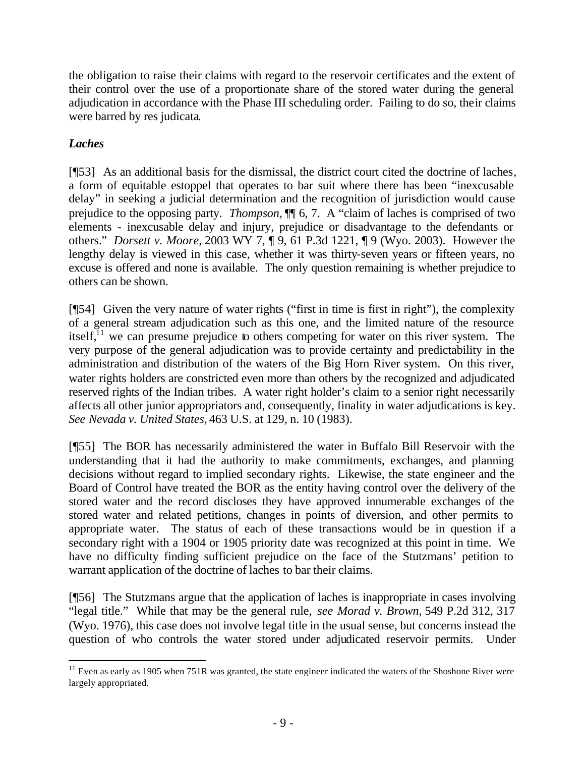the obligation to raise their claims with regard to the reservoir certificates and the extent of their control over the use of a proportionate share of the stored water during the general adjudication in accordance with the Phase III scheduling order. Failing to do so, their claims were barred by res judicata.

### *Laches*

[¶53] As an additional basis for the dismissal, the district court cited the doctrine of laches, a form of equitable estoppel that operates to bar suit where there has been "inexcusable delay" in seeking a judicial determination and the recognition of jurisdiction would cause prejudice to the opposing party. *Thompson,* ¶¶ 6, 7. A "claim of laches is comprised of two elements - inexcusable delay and injury, prejudice or disadvantage to the defendants or others." *Dorsett v. Moore*, 2003 WY 7, ¶ 9, 61 P.3d 1221, ¶ 9 (Wyo. 2003). However the lengthy delay is viewed in this case, whether it was thirty-seven years or fifteen years, no excuse is offered and none is available. The only question remaining is whether prejudice to others can be shown.

[¶54] Given the very nature of water rights ("first in time is first in right"), the complexity of a general stream adjudication such as this one, and the limited nature of the resource itself,[11] we can presume prejudice to others competing for water on this river system. The very purpose of the general adjudication was to provide certainty and predictability in the administration and distribution of the waters of the Big Horn River system. On this river, water rights holders are constricted even more than others by the recognized and adjudicated reserved rights of the Indian tribes. A water right holder's claim to a senior right necessarily affects all other junior appropriators and, consequently, finality in water adjudications is key. *See Nevada v. United States*, 463 U.S. at 129, n. 10 (1983).

[¶55] The BOR has necessarily administered the water in Buffalo Bill Reservoir with the understanding that it had the authority to make commitments, exchanges, and planning decisions without regard to implied secondary rights. Likewise, the state engineer and the Board of Control have treated the BOR as the entity having control over the delivery of the stored water and the record discloses they have approved innumerable exchanges of the stored water and related petitions, changes in points of diversion, and other permits to appropriate water. The status of each of these transactions would be in question if a secondary right with a 1904 or 1905 priority date was recognized at this point in time. We have no difficulty finding sufficient prejudice on the face of the Stutzmans' petition to warrant application of the doctrine of laches to bar their claims.

[¶56] The Stutzmans argue that the application of laches is inappropriate in cases involving "legal title." While that may be the general rule, *see Morad v. Brown,* 549 P.2d 312, 317 (Wyo. 1976), this case does not involve legal title in the usual sense, but concerns instead the question of who controls the water stored under adjudicated reservoir permits. Under

---

[11] Even as early as 1905 when 751R was granted, the state engineer indicated the waters of the Shoshone River were largely appropriated.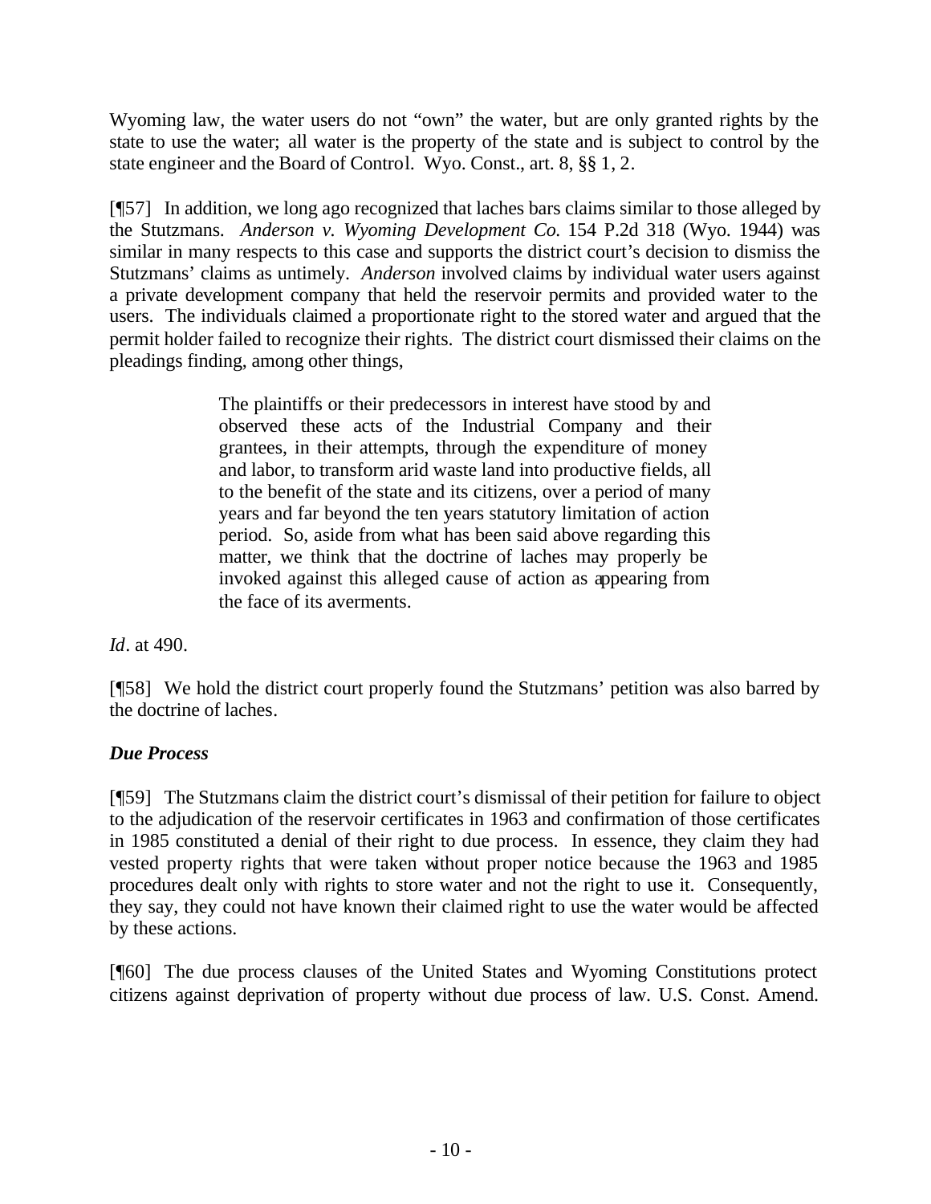Wyoming law, the water users do not "own" the water, but are only granted rights by the state to use the water; all water is the property of the state and is subject to control by the state engineer and the Board of Control. Wyo. Const., art. 8, §§ 1, 2.

[¶57] In addition, we long ago recognized that laches bars claims similar to those alleged by the Stutzmans. *Anderson v. Wyoming Development Co.* 154 P.2d 318 (Wyo. 1944) was similar in many respects to this case and supports the district court's decision to dismiss the Stutzmans' claims as untimely. *Anderson* involved claims by individual water users against a private development company that held the reservoir permits and provided water to the users. The individuals claimed a proportionate right to the stored water and argued that the permit holder failed to recognize their rights. The district court dismissed their claims on the pleadings finding, among other things,

> The plaintiffs or their predecessors in interest have stood by and observed these acts of the Industrial Company and their grantees, in their attempts, through the expenditure of money and labor, to transform arid waste land into productive fields, all to the benefit of the state and its citizens, over a period of many years and far beyond the ten years statutory limitation of action period. So, aside from what has been said above regarding this matter, we think that the doctrine of laches may properly be invoked against this alleged cause of action as appearing from the face of its averments.

*Id*. at 490.

[¶58] We hold the district court properly found the Stutzmans' petition was also barred by the doctrine of laches.

### *Due Process*

[¶59] The Stutzmans claim the district court's dismissal of their petition for failure to object to the adjudication of the reservoir certificates in 1963 and confirmation of those certificates in 1985 constituted a denial of their right to due process. In essence, they claim they had vested property rights that were taken without proper notice because the 1963 and 1985 procedures dealt only with rights to store water and not the right to use it. Consequently, they say, they could not have known their claimed right to use the water would be affected by these actions.

[¶60] The due process clauses of the United States and Wyoming Constitutions protect citizens against deprivation of property without due process of law. U.S. Const. Amend.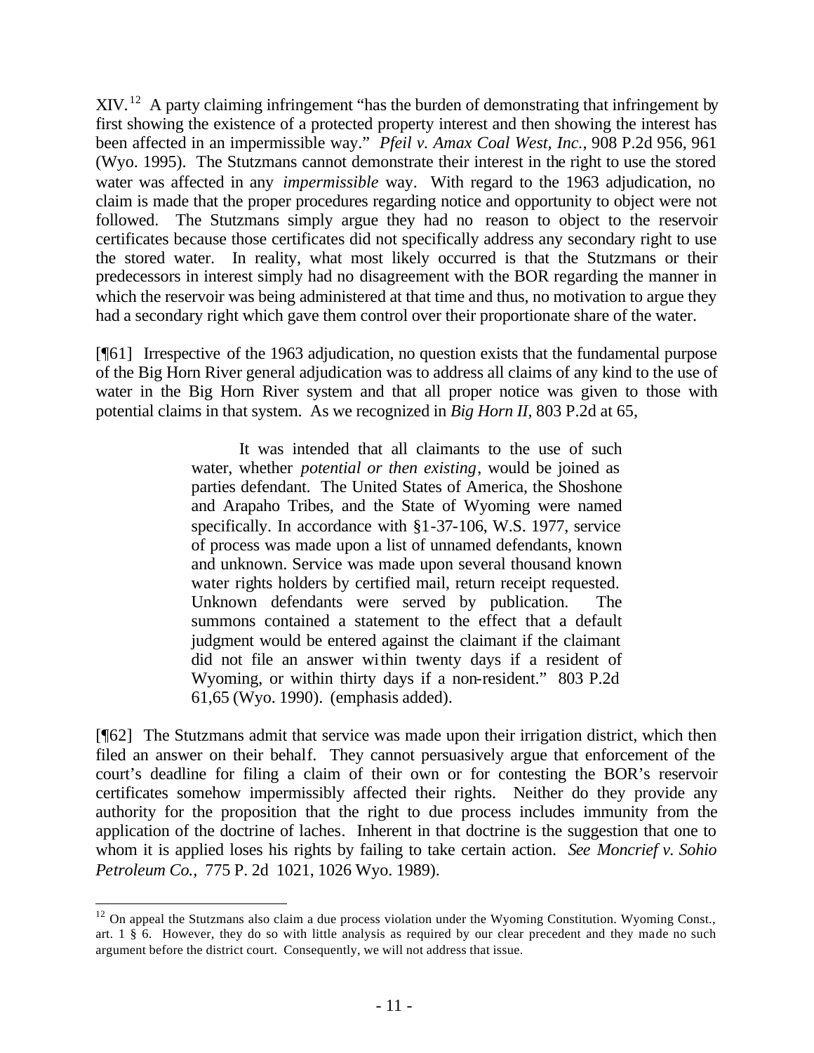XIV.[12] A party claiming infringement "has the burden of demonstrating that infringement by first showing the existence of a protected property interest and then showing the interest has been affected in an impermissible way." *Pfeil v. Amax Coal West, Inc.,* 908 P.2d 956, 961 (Wyo. 1995). The Stutzmans cannot demonstrate their interest in the right to use the stored water was affected in any *impermissible* way. With regard to the 1963 adjudication, no claim is made that the proper procedures regarding notice and opportunity to object were not followed. The Stutzmans simply argue they had no reason to object to the reservoir certificates because those certificates did not specifically address any secondary right to use the stored water. In reality, what most likely occurred is that the Stutzmans or their predecessors in interest simply had no disagreement with the BOR regarding the manner in which the reservoir was being administered at that time and thus, no motivation to argue they had a secondary right which gave them control over their proportionate share of the water.

[¶61] Irrespective of the 1963 adjudication, no question exists that the fundamental purpose of the Big Horn River general adjudication was to address all claims of any kind to the use of water in the Big Horn River system and that all proper notice was given to those with potential claims in that system. As we recognized in *Big Horn II*, 803 P.2d at 65,

> It was intended that all claimants to the use of such water, whether *potential or then existing*, would be joined as parties defendant. The United States of America, the Shoshone and Arapaho Tribes, and the State of Wyoming were named specifically. In accordance with §1-37-106, W.S. 1977, service of process was made upon a list of unnamed defendants, known and unknown. Service was made upon several thousand known water rights holders by certified mail, return receipt requested. Unknown defendants were served by publication. The summons contained a statement to the effect that a default judgment would be entered against the claimant if the claimant did not file an answer within twenty days if a resident of Wyoming, or within thirty days if a non-resident." 803 P.2d 61,65 (Wyo. 1990). (emphasis added).

[¶62] The Stutzmans admit that service was made upon their irrigation district, which then filed an answer on their behalf. They cannot persuasively argue that enforcement of the court's deadline for filing a claim of their own or for contesting the BOR's reservoir certificates somehow impermissibly affected their rights. Neither do they provide any authority for the proposition that the right to due process includes immunity from the application of the doctrine of laches. Inherent in that doctrine is the suggestion that one to whom it is applied loses his rights by failing to take certain action. *See Moncrief v. Sohio Petroleum Co.*, 775 P. 2d 1021, 1026 Wyo. 1989).

---

[12] On appeal the Stutzmans also claim a due process violation under the Wyoming Constitution. Wyoming Const., art. 1 § 6. However, they do so with little analysis as required by our clear precedent and they made no such argument before the district court. Consequently, we will not address that issue.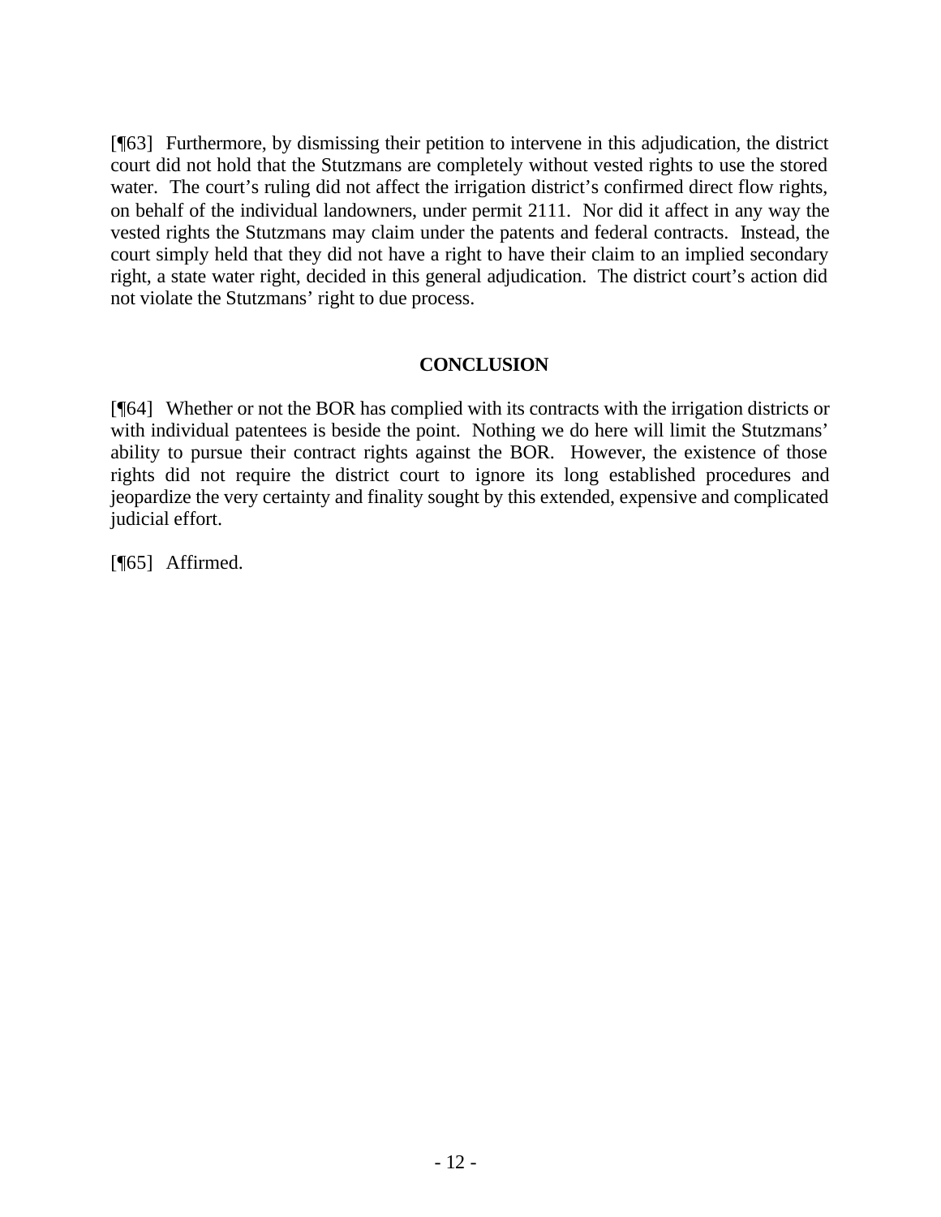[¶63] Furthermore, by dismissing their petition to intervene in this adjudication, the district court did not hold that the Stutzmans are completely without vested rights to use the stored water. The court's ruling did not affect the irrigation district's confirmed direct flow rights, on behalf of the individual landowners, under permit 2111. Nor did it affect in any way the vested rights the Stutzmans may claim under the patents and federal contracts. Instead, the court simply held that they did not have a right to have their claim to an implied secondary right, a state water right, decided in this general adjudication. The district court's action did not violate the Stutzmans' right to due process.

## CONCLUSION

[¶64] Whether or not the BOR has complied with its contracts with the irrigation districts or with individual patentees is beside the point. Nothing we do here will limit the Stutzmans' ability to pursue their contract rights against the BOR. However, the existence of those rights did not require the district court to ignore its long established procedures and jeopardize the very certainty and finality sought by this extended, expensive and complicated judicial effort.

[¶65] Affirmed.